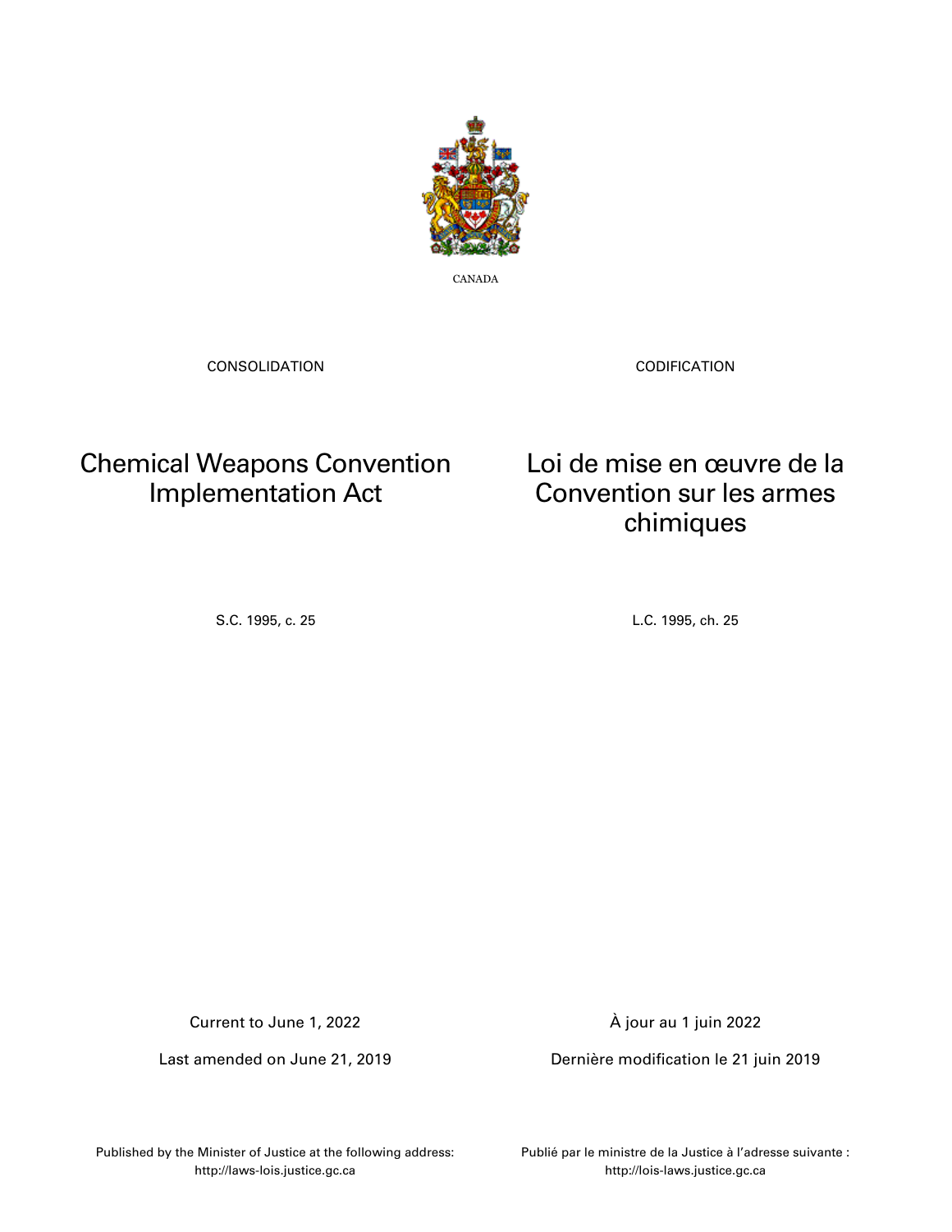CANADA

CONSOLIDATION

CODIFICATION

# Chemical Weapons Convention Implementation Act

# Loi de mise en œuvre de la Convention sur les armes chimiques

S.C. 1995, c. 25

L.C. 1995, ch. 25

Current to June 1, 2022

Last amended on June 21, 2019

À jour au 1 juin 2022

Dernière modification le 21 juin 2019

Published by the Minister of Justice at the following address:
http://laws-lois.justice.gc.ca

Publié par le ministre de la Justice à l'adresse suivante :
http://lois-laws.justice.gc.ca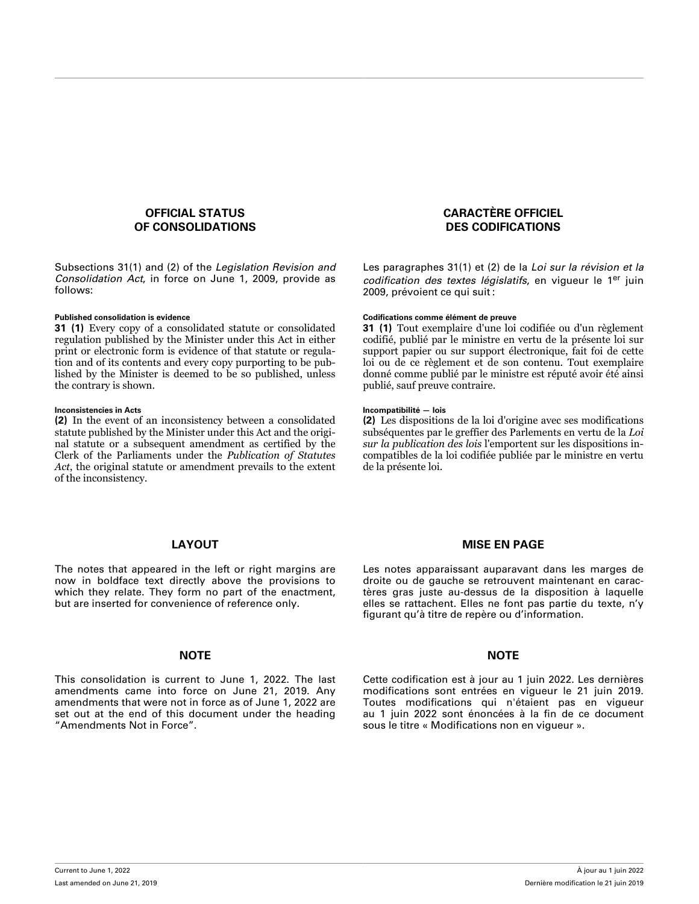## OFFICIAL STATUS OF CONSOLIDATIONS

Subsections 31(1) and (2) of the *Legislation Revision and Consolidation Act*, in force on June 1, 2009, provide as follows:

**Published consolidation is evidence**

**31 (1)** Every copy of a consolidated statute or consolidated regulation published by the Minister under this Act in either print or electronic form is evidence of that statute or regulation and of its contents and every copy purporting to be published by the Minister is deemed to be so published, unless the contrary is shown.

**Inconsistencies in Acts**

**(2)** In the event of an inconsistency between a consolidated statute published by the Minister under this Act and the original statute or a subsequent amendment as certified by the Clerk of the Parliaments under the *Publication of Statutes Act*, the original statute or amendment prevails to the extent of the inconsistency.

## LAYOUT

The notes that appeared in the left or right margins are now in boldface text directly above the provisions to which they relate. They form no part of the enactment, but are inserted for convenience of reference only.

## NOTE

This consolidation is current to June 1, 2022. The last amendments came into force on June 21, 2019. Any amendments that were not in force as of June 1, 2022 are set out at the end of this document under the heading "Amendments Not in Force".

## CARACTÈRE OFFICIEL DES CODIFICATIONS

Les paragraphes 31(1) et (2) de la *Loi sur la révision et la codification des textes législatifs*, en vigueur le 1er juin 2009, prévoient ce qui suit :

**Codifications comme élément de preuve**

**31 (1)** Tout exemplaire d'une loi codifiée ou d'un règlement codifié, publié par le ministre en vertu de la présente loi sur support papier ou sur support électronique, fait foi de cette loi ou de ce règlement et de son contenu. Tout exemplaire donné comme publié par le ministre est réputé avoir été ainsi publié, sauf preuve contraire.

**Incompatibilité — lois**

**(2)** Les dispositions de la loi d'origine avec ses modifications subséquentes par le greffier des Parlements en vertu de la *Loi sur la publication des lois* l'emportent sur les dispositions incompatibles de la loi codifiée publiée par le ministre en vertu de la présente loi.

## MISE EN PAGE

Les notes apparaissant auparavant dans les marges de droite ou de gauche se retrouvent maintenant en caractères gras juste au-dessus de la disposition à laquelle elles se rattachent. Elles ne font pas partie du texte, n'y figurant qu'à titre de repère ou d'information.

## NOTE

Cette codification est à jour au 1 juin 2022. Les dernières modifications sont entrées en vigueur le 21 juin 2019. Toutes modifications qui n'étaient pas en vigueur au 1 juin 2022 sont énoncées à la fin de ce document sous le titre « Modifications non en vigueur ».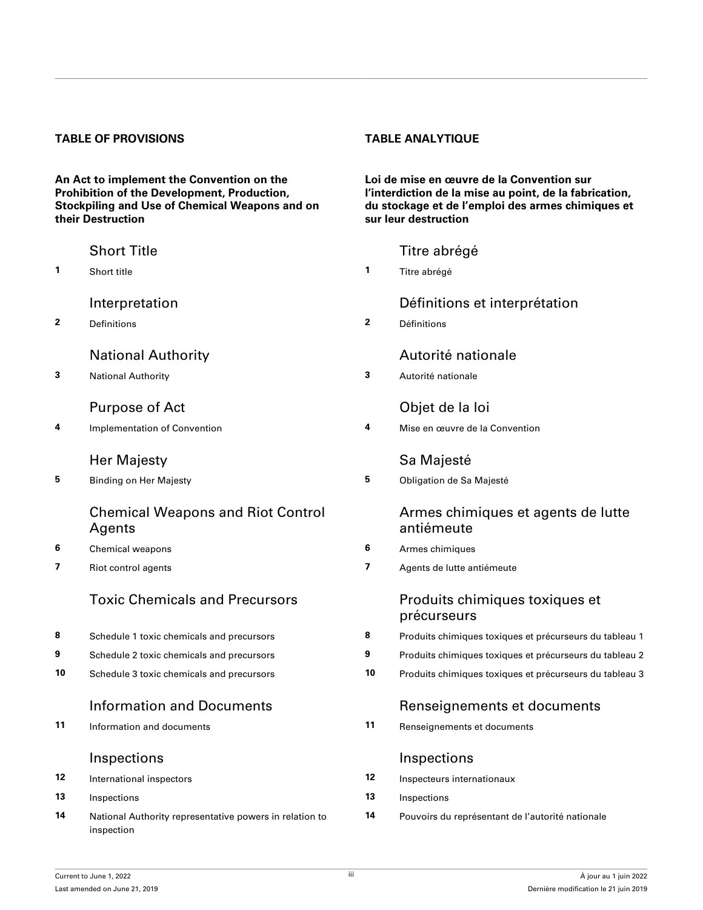## TABLE OF PROVISIONS

**An Act to implement the Convention on the Prohibition of the Development, Production, Stockpiling and Use of Chemical Weapons and on their Destruction**

### Short Title

**1** Short title

### Interpretation

**2** Definitions

### National Authority

**3** National Authority

### Purpose of Act

**4** Implementation of Convention

### Her Majesty

**5** Binding on Her Majesty

### Chemical Weapons and Riot Control Agents

**6** Chemical weapons

**7** Riot control agents

### Toxic Chemicals and Precursors

**8** Schedule 1 toxic chemicals and precursors

**9** Schedule 2 toxic chemicals and precursors

**10** Schedule 3 toxic chemicals and precursors

### Information and Documents

**11** Information and documents

### Inspections

**12** International inspectors

**13** Inspections

**14** National Authority representative powers in relation to inspection

## TABLE ANALYTIQUE

**Loi de mise en œuvre de la Convention sur l'interdiction de la mise au point, de la fabrication, du stockage et de l'emploi des armes chimiques et sur leur destruction**

### Titre abrégé

**1** Titre abrégé

### Définitions et interprétation

**2** Définitions

### Autorité nationale

**3** Autorité nationale

### Objet de la loi

**4** Mise en œuvre de la Convention

### Sa Majesté

**5** Obligation de Sa Majesté

### Armes chimiques et agents de lutte antiémeute

**6** Armes chimiques

**7** Agents de lutte antiémeute

### Produits chimiques toxiques et précurseurs

**8** Produits chimiques toxiques et précurseurs du tableau 1

**9** Produits chimiques toxiques et précurseurs du tableau 2

**10** Produits chimiques toxiques et précurseurs du tableau 3

### Renseignements et documents

**11** Renseignements et documents

### Inspections

**12** Inspecteurs internationaux

**13** Inspections

**14** Pouvoirs du représentant de l'autorité nationale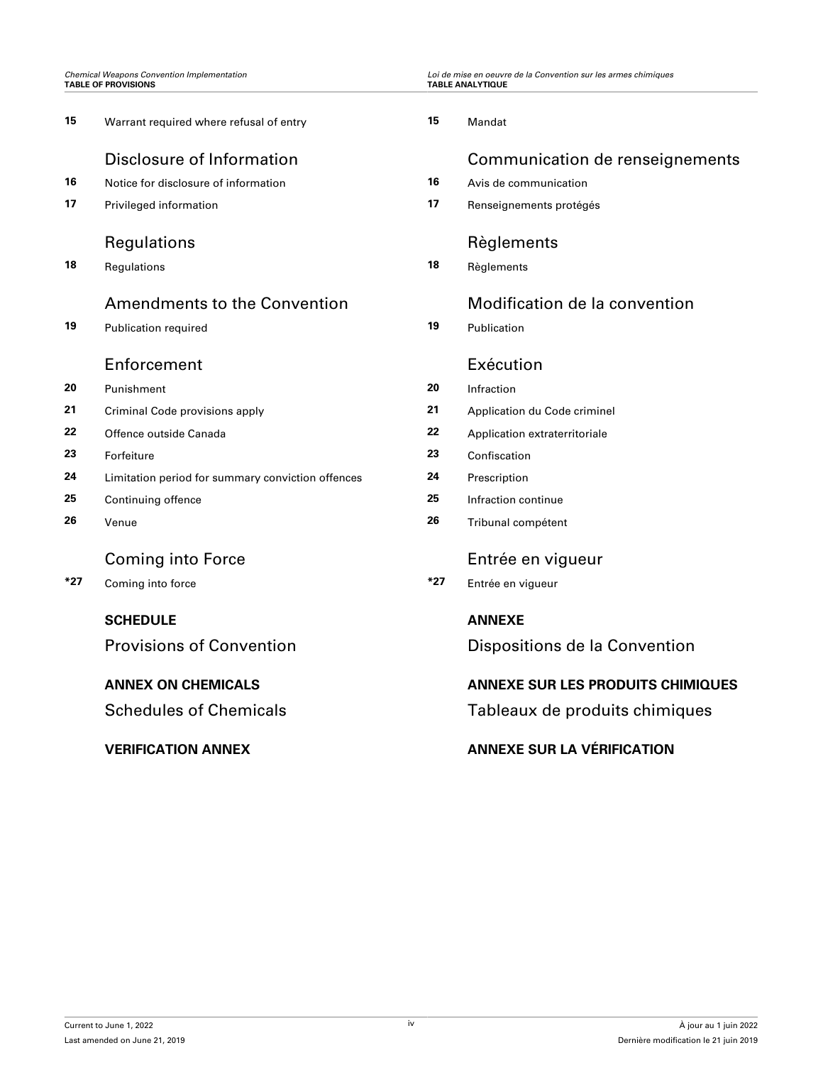| | | | |
|---|---|---|---|
| **15** | Warrant required where refusal of entry | **15** | Mandat |
| | **Disclosure of Information** | | **Communication de renseignements** |
| **16** | Notice for disclosure of information | **16** | Avis de communication |
| **17** | Privileged information | **17** | Renseignements protégés |
| | **Regulations** | | **Règlements** |
| **18** | Regulations | **18** | Règlements |
| | **Amendments to the Convention** | | **Modification de la convention** |
| **19** | Publication required | **19** | Publication |
| | **Enforcement** | | **Exécution** |
| **20** | Punishment | **20** | Infraction |
| **21** | Criminal Code provisions apply | **21** | Application du Code criminel |
| **22** | Offence outside Canada | **22** | Application extraterritoriale |
| **23** | Forfeiture | **23** | Confiscation |
| **24** | Limitation period for summary conviction offences | **24** | Prescription |
| **25** | Continuing offence | **25** | Infraction continue |
| **26** | Venue | **26** | Tribunal compétent |
| | **Coming into Force** | | **Entrée en vigueur** |
| ***27** | Coming into force | ***27** | Entrée en vigueur |
| | **SCHEDULE** | | **ANNEXE** |
| | Provisions of Convention | | Dispositions de la Convention |
| | **ANNEX ON CHEMICALS** | | **ANNEXE SUR LES PRODUITS CHIMIQUES** |
| | Schedules of Chemicals | | Tableaux de produits chimiques |
| | **VERIFICATION ANNEX** | | **ANNEXE SUR LA VÉRIFICATION** |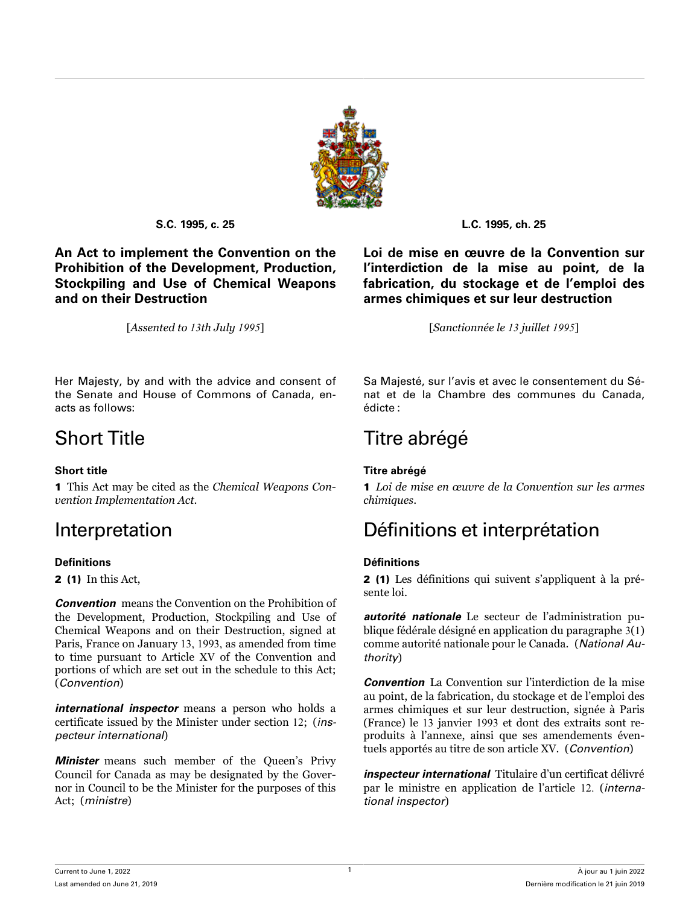S.C. 1995, c. 25

# An Act to implement the Convention on the Prohibition of the Development, Production, Stockpiling and Use of Chemical Weapons and on their Destruction

[*Assented to 13th July 1995*]

Her Majesty, by and with the advice and consent of the Senate and House of Commons of Canada, enacts as follows:

## Short Title

### Short title

**1** This Act may be cited as the *Chemical Weapons Convention Implementation Act*.

## Interpretation

### Definitions

**2 (1)** In this Act,

***Convention*** means the Convention on the Prohibition of the Development, Production, Stockpiling and Use of Chemical Weapons and on their Destruction, signed at Paris, France on January 13, 1993, as amended from time to time pursuant to Article XV of the Convention and portions of which are set out in the schedule to this Act; (*Convention*)

***international inspector*** means a person who holds a certificate issued by the Minister under section 12; (*inspecteur international*)

***Minister*** means such member of the Queen's Privy Council for Canada as may be designated by the Governor in Council to be the Minister for the purposes of this Act; (*ministre*)

L.C. 1995, ch. 25

# Loi de mise en œuvre de la Convention sur l'interdiction de la mise au point, de la fabrication, du stockage et de l'emploi des armes chimiques et sur leur destruction

[*Sanctionnée le 13 juillet 1995*]

Sa Majesté, sur l'avis et avec le consentement du Sénat et de la Chambre des communes du Canada, édicte :

## Titre abrégé

### Titre abrégé

**1** *Loi de mise en œuvre de la Convention sur les armes chimiques*.

## Définitions et interprétation

### Définitions

**2 (1)** Les définitions qui suivent s'appliquent à la présente loi.

***autorité nationale*** Le secteur de l'administration publique fédérale désigné en application du paragraphe 3(1) comme autorité nationale pour le Canada. (*National Authority*)

***Convention*** La Convention sur l'interdiction de la mise au point, de la fabrication, du stockage et de l'emploi des armes chimiques et sur leur destruction, signée à Paris (France) le 13 janvier 1993 et dont des extraits sont reproduits à l'annexe, ainsi que ses amendements éventuels apportés au titre de son article XV. (*Convention*)

***inspecteur international*** Titulaire d'un certificat délivré par le ministre en application de l'article 12. (*international inspector*)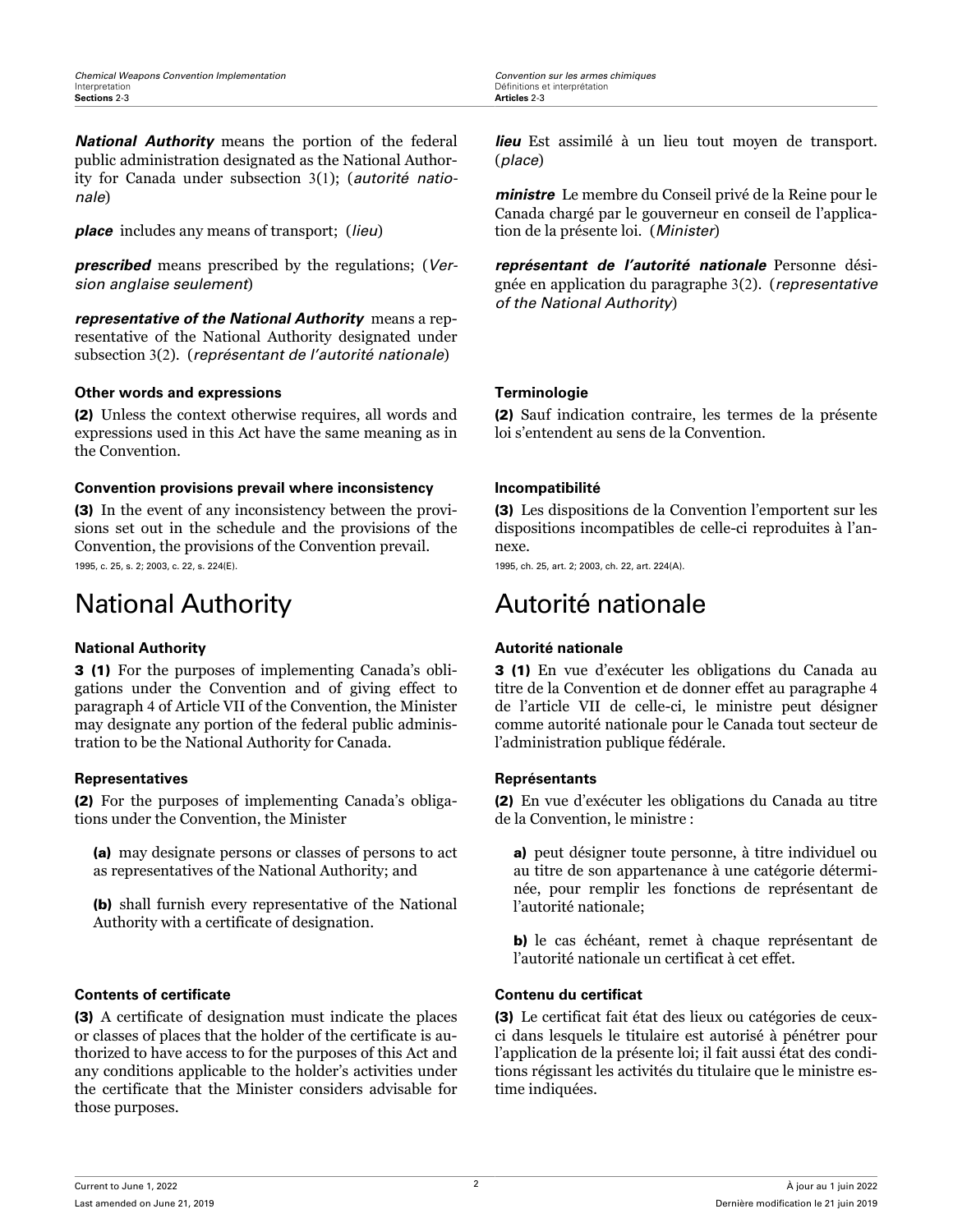***National Authority*** means the portion of the federal public administration designated as the National Authority for Canada under subsection 3(1); (*autorité nationale*)

***place*** includes any means of transport; (*lieu*)

***prescribed*** means prescribed by the regulations; (*Version anglaise seulement*)

***representative of the National Authority*** means a representative of the National Authority designated under subsection 3(2). (*représentant de l'autorité nationale*)

**Other words and expressions**

**(2)** Unless the context otherwise requires, all words and expressions used in this Act have the same meaning as in the Convention.

**Convention provisions prevail where inconsistency**

**(3)** In the event of any inconsistency between the provisions set out in the schedule and the provisions of the Convention, the provisions of the Convention prevail.

1995, c. 25, s. 2; 2003, c. 22, s. 224(E).

# National Authority

**National Authority**

**3 (1)** For the purposes of implementing Canada's obligations under the Convention and of giving effect to paragraph 4 of Article VII of the Convention, the Minister may designate any portion of the federal public administration to be the National Authority for Canada.

**Representatives**

**(2)** For the purposes of implementing Canada's obligations under the Convention, the Minister

**(a)** may designate persons or classes of persons to act as representatives of the National Authority; and

**(b)** shall furnish every representative of the National Authority with a certificate of designation.

**Contents of certificate**

**(3)** A certificate of designation must indicate the places or classes of places that the holder of the certificate is authorized to have access to for the purposes of this Act and any conditions applicable to the holder's activities under the certificate that the Minister considers advisable for those purposes.

***lieu*** Est assimilé à un lieu tout moyen de transport. (*place*)

***ministre*** Le membre du Conseil privé de la Reine pour le Canada chargé par le gouverneur en conseil de l'application de la présente loi. (*Minister*)

***représentant de l'autorité nationale*** Personne désignée en application du paragraphe 3(2). (*representative of the National Authority*)

**Terminologie**

**(2)** Sauf indication contraire, les termes de la présente loi s'entendent au sens de la Convention.

**Incompatibilité**

**(3)** Les dispositions de la Convention l'emportent sur les dispositions incompatibles de celle-ci reproduites à l'annexe.

1995, ch. 25, art. 2; 2003, ch. 22, art. 224(A).

# Autorité nationale

**Autorité nationale**

**3 (1)** En vue d'exécuter les obligations du Canada au titre de la Convention et de donner effet au paragraphe 4 de l'article VII de celle-ci, le ministre peut désigner comme autorité nationale pour le Canada tout secteur de l'administration publique fédérale.

**Représentants**

**(2)** En vue d'exécuter les obligations du Canada au titre de la Convention, le ministre :

**a)** peut désigner toute personne, à titre individuel ou au titre de son appartenance à une catégorie déterminée, pour remplir les fonctions de représentant de l'autorité nationale;

**b)** le cas échéant, remet à chaque représentant de l'autorité nationale un certificat à cet effet.

**Contenu du certificat**

**(3)** Le certificat fait état des lieux ou catégories de ceux-ci dans lesquels le titulaire est autorisé à pénétrer pour l'application de la présente loi; il fait aussi état des conditions régissant les activités du titulaire que le ministre estime indiquées.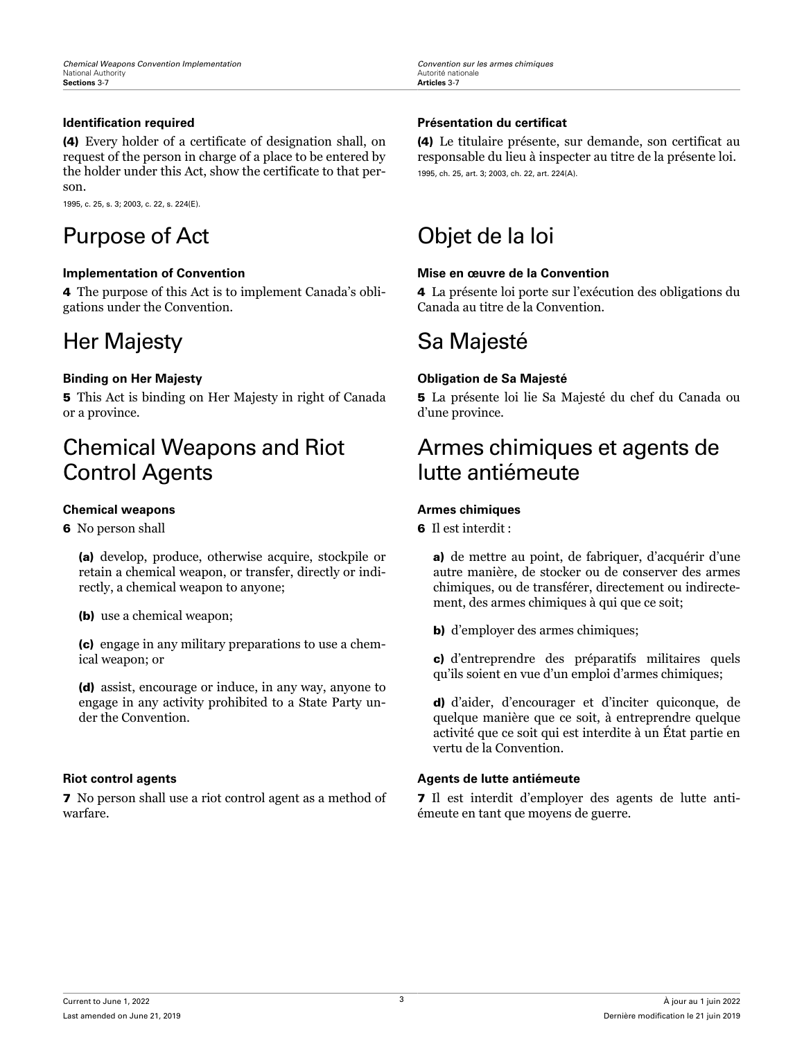**Identification required**

**(4)** Every holder of a certificate of designation shall, on request of the person in charge of a place to be entered by the holder under this Act, show the certificate to that person.

1995, c. 25, s. 3; 2003, c. 22, s. 224(E).

**Présentation du certificat**

**(4)** Le titulaire présente, sur demande, son certificat au responsable du lieu à inspecter au titre de la présente loi.

1995, ch. 25, art. 3; 2003, ch. 22, art. 224(A).

# Purpose of Act

# Objet de la loi

**Implementation of Convention**

**4** The purpose of this Act is to implement Canada's obligations under the Convention.

**Mise en œuvre de la Convention**

**4** La présente loi porte sur l'exécution des obligations du Canada au titre de la Convention.

# Her Majesty

# Sa Majesté

**Binding on Her Majesty**

**5** This Act is binding on Her Majesty in right of Canada or a province.

**Obligation de Sa Majesté**

**5** La présente loi lie Sa Majesté du chef du Canada ou d'une province.

# Chemical Weapons and Riot Control Agents

# Armes chimiques et agents de lutte antiémeute

**Chemical weapons**

**6** No person shall

**(a)** develop, produce, otherwise acquire, stockpile or retain a chemical weapon, or transfer, directly or indirectly, a chemical weapon to anyone;

**(b)** use a chemical weapon;

**(c)** engage in any military preparations to use a chemical weapon; or

**(d)** assist, encourage or induce, in any way, anyone to engage in any activity prohibited to a State Party under the Convention.

**Armes chimiques**

**6** Il est interdit :

**a)** de mettre au point, de fabriquer, d'acquérir d'une autre manière, de stocker ou de conserver des armes chimiques, ou de transférer, directement ou indirectement, des armes chimiques à qui que ce soit;

**b)** d'employer des armes chimiques;

**c)** d'entreprendre des préparatifs militaires quels qu'ils soient en vue d'un emploi d'armes chimiques;

**d)** d'aider, d'encourager et d'inciter quiconque, de quelque manière que ce soit, à entreprendre quelque activité que ce soit qui est interdite à un État partie en vertu de la Convention.

**Riot control agents**

**7** No person shall use a riot control agent as a method of warfare.

**Agents de lutte antiémeute**

**7** Il est interdit d'employer des agents de lutte antiémeute en tant que moyens de guerre.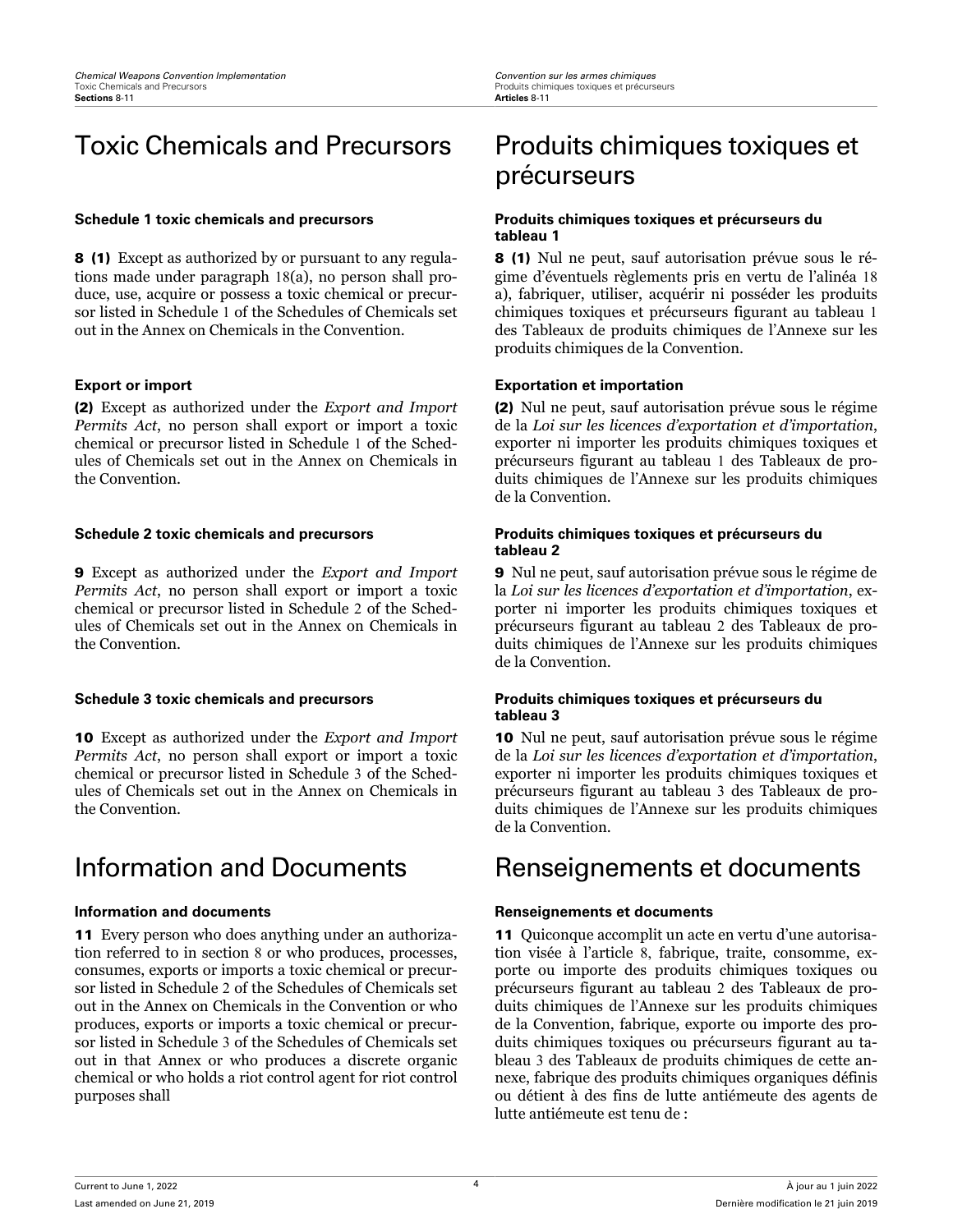# Toxic Chemicals and Precursors

### Schedule 1 toxic chemicals and precursors

**8 (1)** Except as authorized by or pursuant to any regulations made under paragraph 18(a), no person shall produce, use, acquire or possess a toxic chemical or precursor listed in Schedule 1 of the Schedules of Chemicals set out in the Annex on Chemicals in the Convention.

### Export or import

**(2)** Except as authorized under the *Export and Import Permits Act*, no person shall export or import a toxic chemical or precursor listed in Schedule 1 of the Schedules of Chemicals set out in the Annex on Chemicals in the Convention.

### Schedule 2 toxic chemicals and precursors

**9** Except as authorized under the *Export and Import Permits Act*, no person shall export or import a toxic chemical or precursor listed in Schedule 2 of the Schedules of Chemicals set out in the Annex on Chemicals in the Convention.

### Schedule 3 toxic chemicals and precursors

**10** Except as authorized under the *Export and Import Permits Act*, no person shall export or import a toxic chemical or precursor listed in Schedule 3 of the Schedules of Chemicals set out in the Annex on Chemicals in the Convention.

# Information and Documents

### Information and documents

**11** Every person who does anything under an authorization referred to in section 8 or who produces, processes, consumes, exports or imports a toxic chemical or precursor listed in Schedule 2 of the Schedules of Chemicals set out in the Annex on Chemicals in the Convention or who produces, exports or imports a toxic chemical or precursor listed in Schedule 3 of the Schedules of Chemicals set out in that Annex or who produces a discrete organic chemical or who holds a riot control agent for riot control purposes shall

# Produits chimiques toxiques et précurseurs

### Produits chimiques toxiques et précurseurs du tableau 1

**8 (1)** Nul ne peut, sauf autorisation prévue sous le régime d'éventuels règlements pris en vertu de l'alinéa 18 a), fabriquer, utiliser, acquérir ni posséder les produits chimiques toxiques et précurseurs figurant au tableau 1 des Tableaux de produits chimiques de l'Annexe sur les produits chimiques de la Convention.

### Exportation et importation

**(2)** Nul ne peut, sauf autorisation prévue sous le régime de la *Loi sur les licences d'exportation et d'importation*, exporter ni importer les produits chimiques toxiques et précurseurs figurant au tableau 1 des Tableaux de produits chimiques de l'Annexe sur les produits chimiques de la Convention.

### Produits chimiques toxiques et précurseurs du tableau 2

**9** Nul ne peut, sauf autorisation prévue sous le régime de la *Loi sur les licences d'exportation et d'importation*, exporter ni importer les produits chimiques toxiques et précurseurs figurant au tableau 2 des Tableaux de produits chimiques de l'Annexe sur les produits chimiques de la Convention.

### Produits chimiques toxiques et précurseurs du tableau 3

**10** Nul ne peut, sauf autorisation prévue sous le régime de la *Loi sur les licences d'exportation et d'importation*, exporter ni importer les produits chimiques toxiques et précurseurs figurant au tableau 3 des Tableaux de produits chimiques de l'Annexe sur les produits chimiques de la Convention.

# Renseignements et documents

### Renseignements et documents

**11** Quiconque accomplit un acte en vertu d'une autorisation visée à l'article 8, fabrique, traite, consomme, exporte ou importe des produits chimiques toxiques ou précurseurs figurant au tableau 2 des Tableaux de produits chimiques de l'Annexe sur les produits chimiques de la Convention, fabrique, exporte ou importe des produits chimiques toxiques ou précurseurs figurant au tableau 3 des Tableaux de produits chimiques de cette annexe, fabrique des produits chimiques organiques définis ou détient à des fins de lutte antiémeute des agents de lutte antiémeute est tenu de :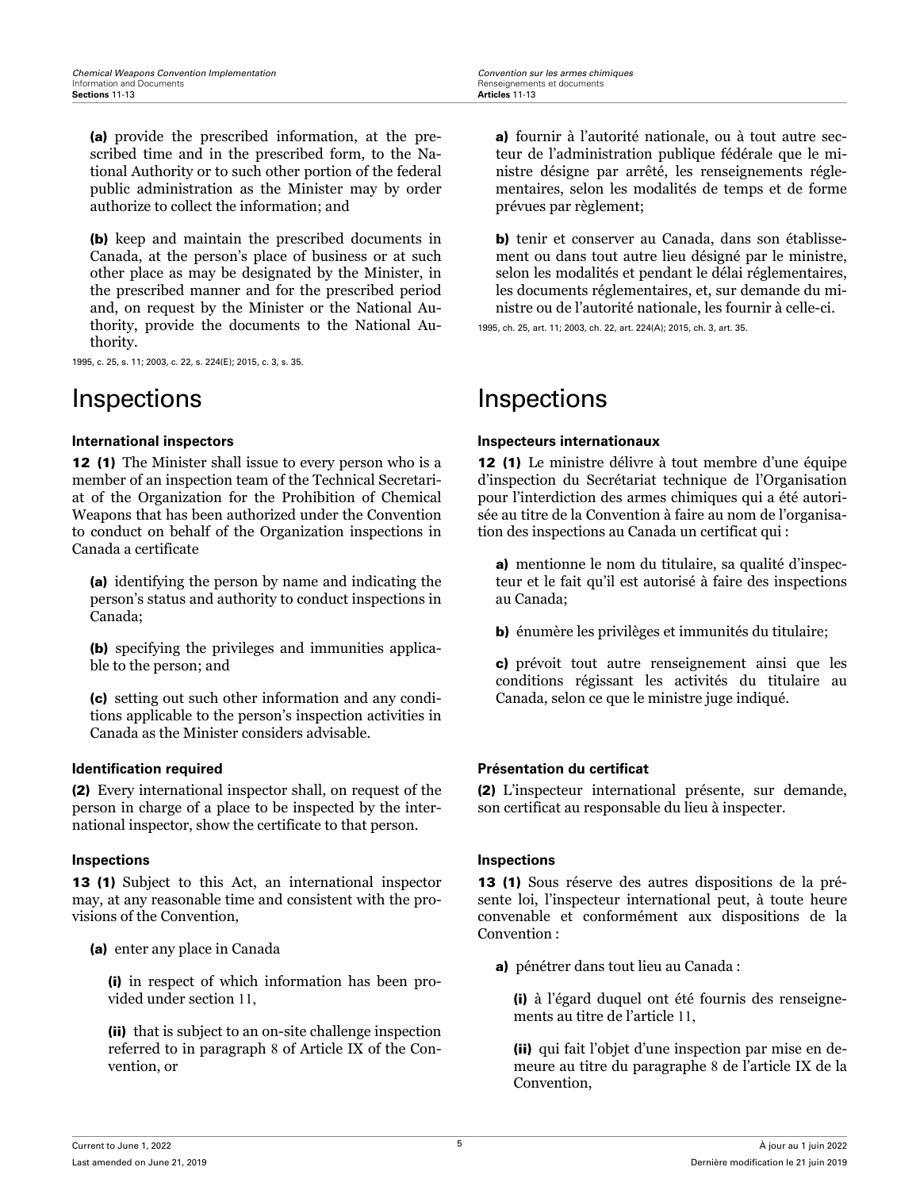(a) provide the prescribed information, at the prescribed time and in the prescribed form, to the National Authority or to such other portion of the federal public administration as the Minister may by order authorize to collect the information; and

(b) keep and maintain the prescribed documents in Canada, at the person's place of business or at such other place as may be designated by the Minister, in the prescribed manner and for the prescribed period and, on request by the Minister or the National Authority, provide the documents to the National Authority.

1995, c. 25, s. 11; 2003, c. 22, s. 224(E); 2015, c. 3, s. 35.

# Inspections

### International inspectors

**12 (1)** The Minister shall issue to every person who is a member of an inspection team of the Technical Secretariat of the Organization for the Prohibition of Chemical Weapons that has been authorized under the Convention to conduct on behalf of the Organization inspections in Canada a certificate

(a) identifying the person by name and indicating the person's status and authority to conduct inspections in Canada;

(b) specifying the privileges and immunities applicable to the person; and

(c) setting out such other information and any conditions applicable to the person's inspection activities in Canada as the Minister considers advisable.

### Identification required

**(2)** Every international inspector shall, on request of the person in charge of a place to be inspected by the international inspector, show the certificate to that person.

### Inspections

**13 (1)** Subject to this Act, an international inspector may, at any reasonable time and consistent with the provisions of the Convention,

(a) enter any place in Canada

(i) in respect of which information has been provided under section 11,

(ii) that is subject to an on-site challenge inspection referred to in paragraph 8 of Article IX of the Convention, or

---

a) fournir à l'autorité nationale, ou à tout autre secteur de l'administration publique fédérale que le ministre désigne par arrêté, les renseignements réglementaires, selon les modalités de temps et de forme prévues par règlement;

b) tenir et conserver au Canada, dans son établissement ou dans tout autre lieu désigné par le ministre, selon les modalités et pendant le délai réglementaires, les documents réglementaires, et, sur demande du ministre ou de l'autorité nationale, les fournir à celle-ci.

1995, ch. 25, art. 11; 2003, ch. 22, art. 224(A); 2015, ch. 3, art. 35.

# Inspections

### Inspecteurs internationaux

**12 (1)** Le ministre délivre à tout membre d'une équipe d'inspection du Secrétariat technique de l'Organisation pour l'interdiction des armes chimiques qui a été autorisée au titre de la Convention à faire au nom de l'organisation des inspections au Canada un certificat qui :

a) mentionne le nom du titulaire, sa qualité d'inspecteur et le fait qu'il est autorisé à faire des inspections au Canada;

b) énumère les privilèges et immunités du titulaire;

c) prévoit tout autre renseignement ainsi que les conditions régissant les activités du titulaire au Canada, selon ce que le ministre juge indiqué.

### Présentation du certificat

**(2)** L'inspecteur international présente, sur demande, son certificat au responsable du lieu à inspecter.

### Inspections

**13 (1)** Sous réserve des autres dispositions de la présente loi, l'inspecteur international peut, à toute heure convenable et conformément aux dispositions de la Convention :

a) pénétrer dans tout lieu au Canada :

(i) à l'égard duquel ont été fournis des renseignements au titre de l'article 11,

(ii) qui fait l'objet d'une inspection par mise en demeure au titre du paragraphe 8 de l'article IX de la Convention,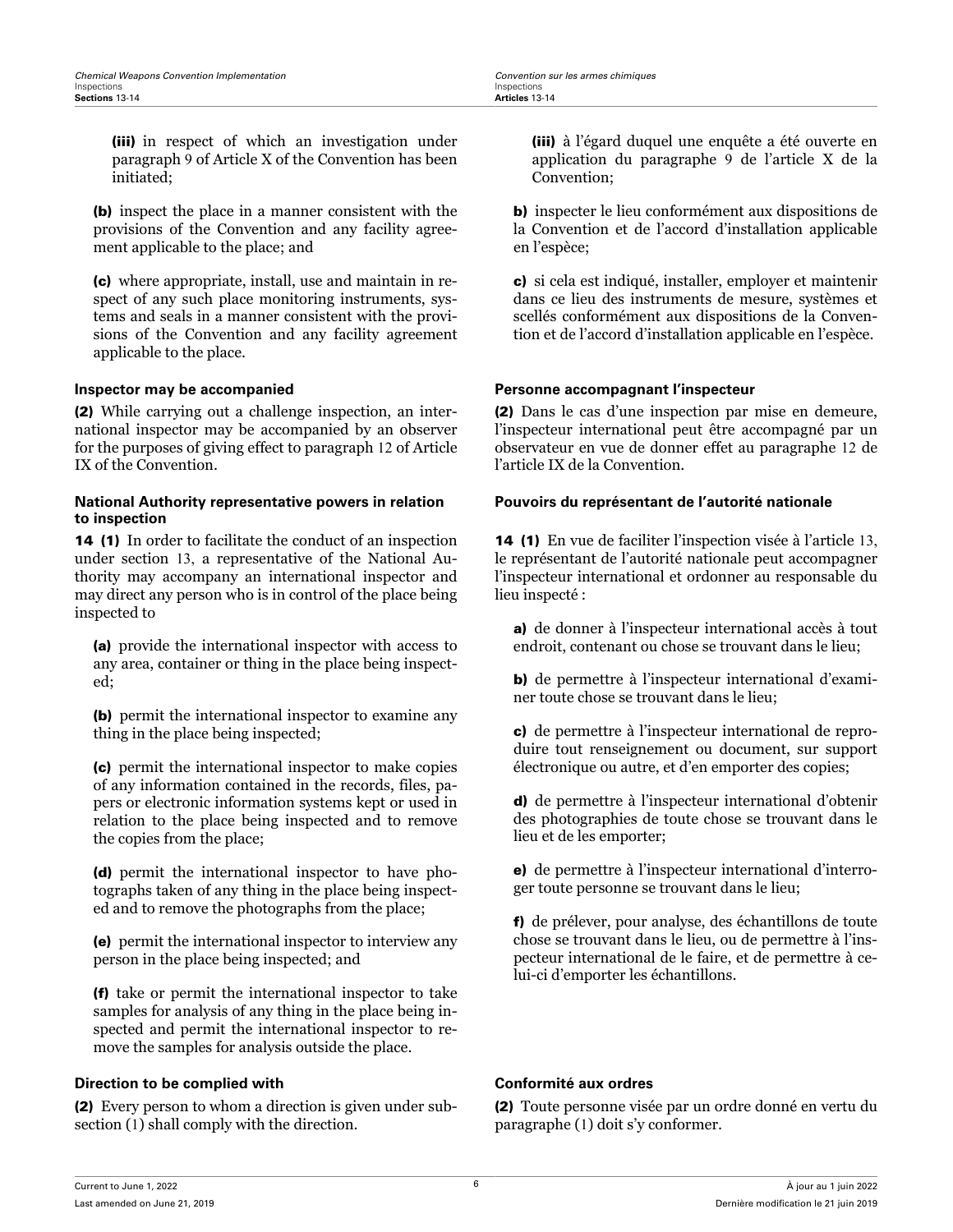(iii) in respect of which an investigation under paragraph 9 of Article X of the Convention has been initiated;

(b) inspect the place in a manner consistent with the provisions of the Convention and any facility agreement applicable to the place; and

(c) where appropriate, install, use and maintain in respect of any such place monitoring instruments, systems and seals in a manner consistent with the provisions of the Convention and any facility agreement applicable to the place.

**Inspector may be accompanied**

(2) While carrying out a challenge inspection, an international inspector may be accompanied by an observer for the purposes of giving effect to paragraph 12 of Article IX of the Convention.

**National Authority representative powers in relation to inspection**

**14 (1)** In order to facilitate the conduct of an inspection under section 13, a representative of the National Authority may accompany an international inspector and may direct any person who is in control of the place being inspected to

(a) provide the international inspector with access to any area, container or thing in the place being inspected;

(b) permit the international inspector to examine any thing in the place being inspected;

(c) permit the international inspector to make copies of any information contained in the records, files, papers or electronic information systems kept or used in relation to the place being inspected and to remove the copies from the place;

(d) permit the international inspector to have photographs taken of any thing in the place being inspected and to remove the photographs from the place;

(e) permit the international inspector to interview any person in the place being inspected; and

(f) take or permit the international inspector to take samples for analysis of any thing in the place being inspected and permit the international inspector to remove the samples for analysis outside the place.

**Direction to be complied with**

(2) Every person to whom a direction is given under subsection (1) shall comply with the direction.

(iii) à l'égard duquel une enquête a été ouverte en application du paragraphe 9 de l'article X de la Convention;

b) inspecter le lieu conformément aux dispositions de la Convention et de l'accord d'installation applicable en l'espèce;

c) si cela est indiqué, installer, employer et maintenir dans ce lieu des instruments de mesure, systèmes et scellés conformément aux dispositions de la Convention et de l'accord d'installation applicable en l'espèce.

**Personne accompagnant l'inspecteur**

(2) Dans le cas d'une inspection par mise en demeure, l'inspecteur international peut être accompagné par un observateur en vue de donner effet au paragraphe 12 de l'article IX de la Convention.

**Pouvoirs du représentant de l'autorité nationale**

**14 (1)** En vue de faciliter l'inspection visée à l'article 13, le représentant de l'autorité nationale peut accompagner l'inspecteur international et ordonner au responsable du lieu inspecté :

a) de donner à l'inspecteur international accès à tout endroit, contenant ou chose se trouvant dans le lieu;

b) de permettre à l'inspecteur international d'examiner toute chose se trouvant dans le lieu;

c) de permettre à l'inspecteur international de reproduire tout renseignement ou document, sur support électronique ou autre, et d'en emporter des copies;

d) de permettre à l'inspecteur international d'obtenir des photographies de toute chose se trouvant dans le lieu et de les emporter;

e) de permettre à l'inspecteur international d'interroger toute personne se trouvant dans le lieu;

f) de prélever, pour analyse, des échantillons de toute chose se trouvant dans le lieu, ou de permettre à l'inspecteur international de le faire, et de permettre à celui-ci d'emporter les échantillons.

**Conformité aux ordres**

(2) Toute personne visée par un ordre donné en vertu du paragraphe (1) doit s'y conformer.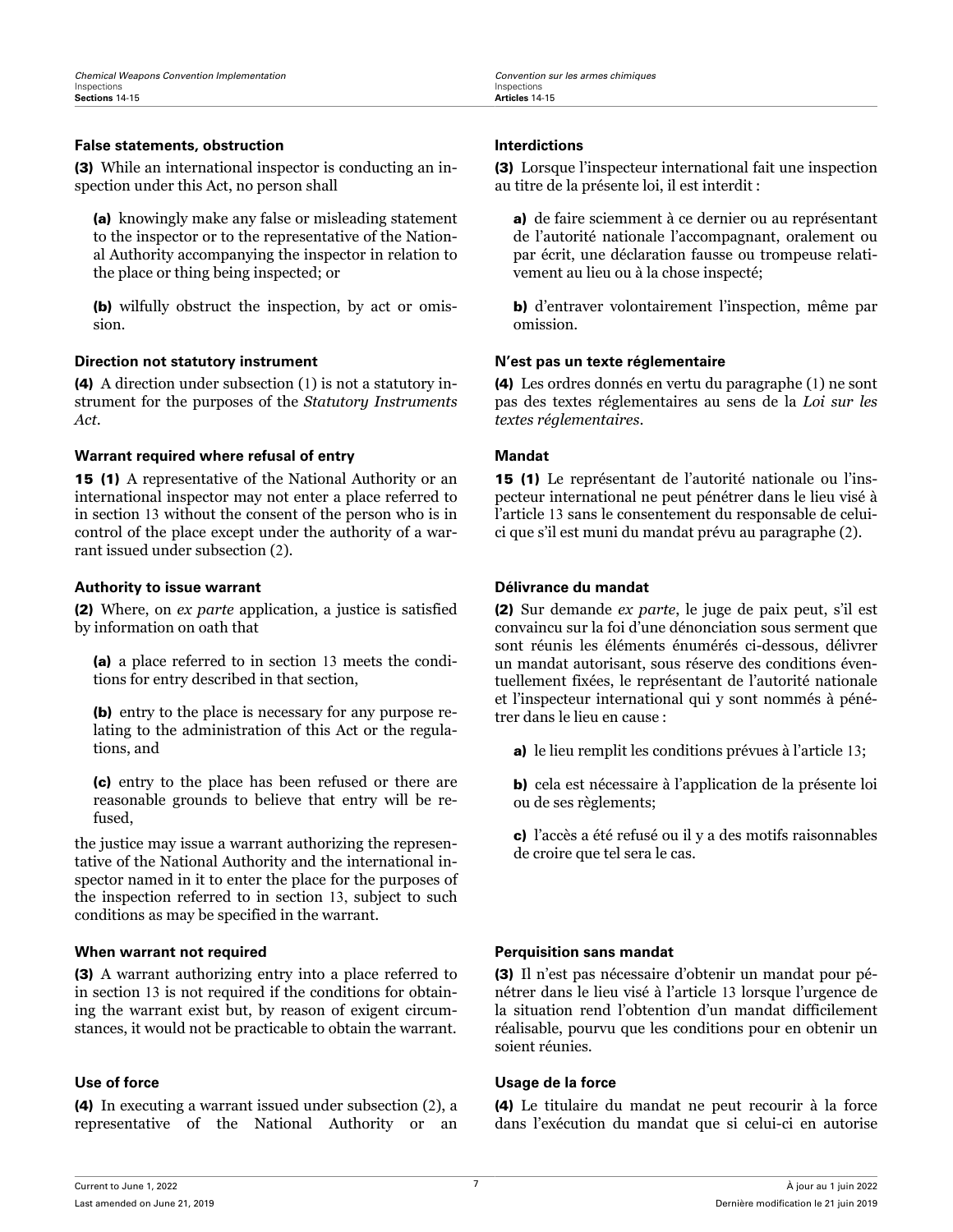**False statements, obstruction**

**(3)** While an international inspector is conducting an inspection under this Act, no person shall

**(a)** knowingly make any false or misleading statement to the inspector or to the representative of the National Authority accompanying the inspector in relation to the place or thing being inspected; or

**(b)** wilfully obstruct the inspection, by act or omission.

**Direction not statutory instrument**

**(4)** A direction under subsection (1) is not a statutory instrument for the purposes of the *Statutory Instruments Act*.

**Warrant required where refusal of entry**

**15 (1)** A representative of the National Authority or an international inspector may not enter a place referred to in section 13 without the consent of the person who is in control of the place except under the authority of a warrant issued under subsection (2).

**Authority to issue warrant**

**(2)** Where, on *ex parte* application, a justice is satisfied by information on oath that

**(a)** a place referred to in section 13 meets the conditions for entry described in that section,

**(b)** entry to the place is necessary for any purpose relating to the administration of this Act or the regulations, and

**(c)** entry to the place has been refused or there are reasonable grounds to believe that entry will be refused,

the justice may issue a warrant authorizing the representative of the National Authority and the international inspector named in it to enter the place for the purposes of the inspection referred to in section 13, subject to such conditions as may be specified in the warrant.

**When warrant not required**

**(3)** A warrant authorizing entry into a place referred to in section 13 is not required if the conditions for obtaining the warrant exist but, by reason of exigent circumstances, it would not be practicable to obtain the warrant.

**Use of force**

**(4)** In executing a warrant issued under subsection (2), a representative of the National Authority or an

**Interdictions**

**(3)** Lorsque l'inspecteur international fait une inspection au titre de la présente loi, il est interdit :

**a)** de faire sciemment à ce dernier ou au représentant de l'autorité nationale l'accompagnant, oralement ou par écrit, une déclaration fausse ou trompeuse relativement au lieu ou à la chose inspecté;

**b)** d'entraver volontairement l'inspection, même par omission.

**N'est pas un texte réglementaire**

**(4)** Les ordres donnés en vertu du paragraphe (1) ne sont pas des textes réglementaires au sens de la *Loi sur les textes réglementaires*.

**Mandat**

**15 (1)** Le représentant de l'autorité nationale ou l'inspecteur international ne peut pénétrer dans le lieu visé à l'article 13 sans le consentement du responsable de celui-ci que s'il est muni du mandat prévu au paragraphe (2).

**Délivrance du mandat**

**(2)** Sur demande *ex parte*, le juge de paix peut, s'il est convaincu sur la foi d'une dénonciation sous serment que sont réunis les éléments énumérés ci-dessous, délivrer un mandat autorisant, sous réserve des conditions éventuellement fixées, le représentant de l'autorité nationale et l'inspecteur international qui y sont nommés à pénétrer dans le lieu en cause :

**a)** le lieu remplit les conditions prévues à l'article 13;

**b)** cela est nécessaire à l'application de la présente loi ou de ses règlements;

**c)** l'accès a été refusé ou il y a des motifs raisonnables de croire que tel sera le cas.

**Perquisition sans mandat**

**(3)** Il n'est pas nécessaire d'obtenir un mandat pour pénétrer dans le lieu visé à l'article 13 lorsque l'urgence de la situation rend l'obtention d'un mandat difficilement réalisable, pourvu que les conditions pour en obtenir un soient réunies.

**Usage de la force**

**(4)** Le titulaire du mandat ne peut recourir à la force dans l'exécution du mandat que si celui-ci en autorise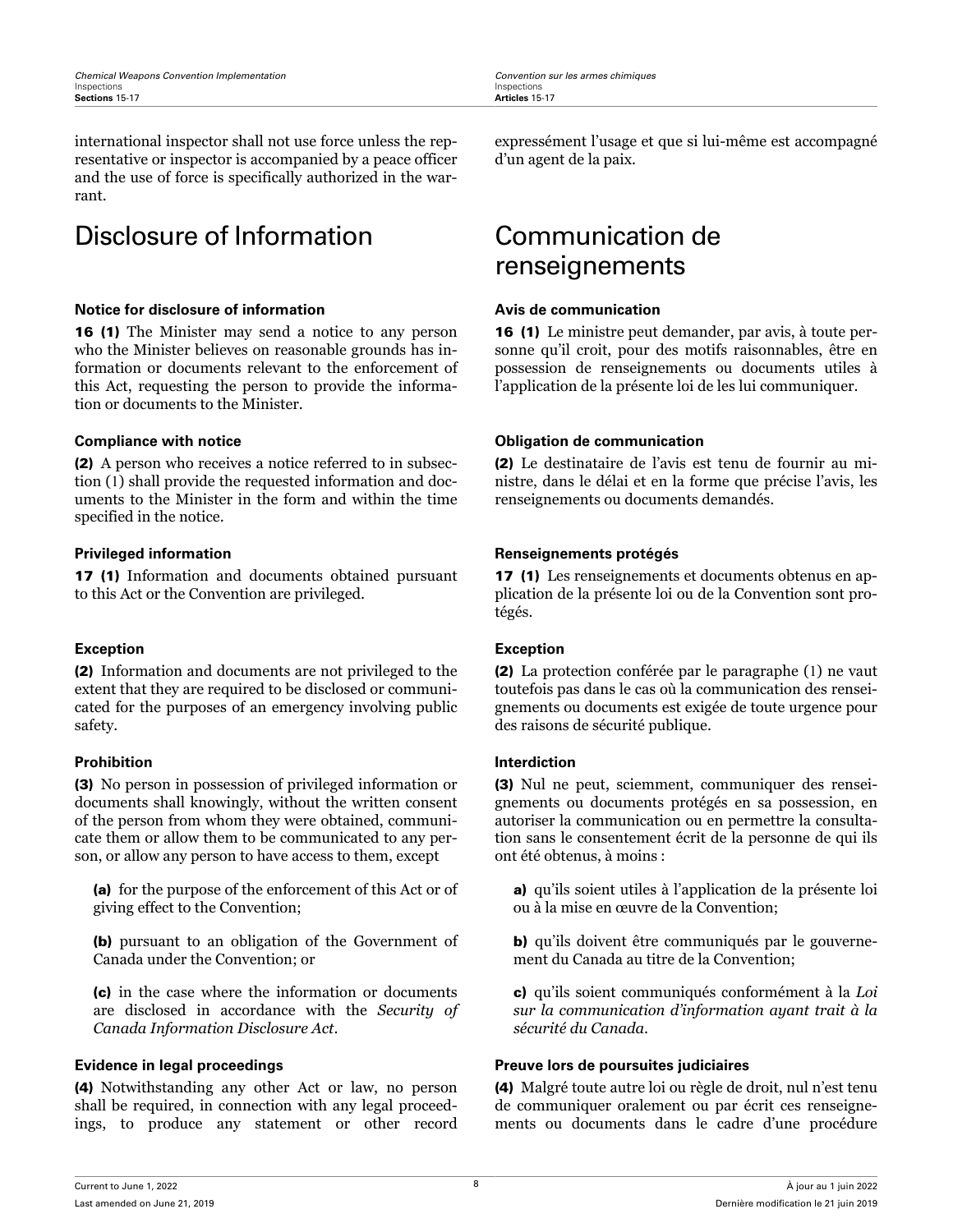international inspector shall not use force unless the representative or inspector is accompanied by a peace officer and the use of force is specifically authorized in the warrant.

expressément l'usage et que si lui-même est accompagné d'un agent de la paix.

# Disclosure of Information

**Notice for disclosure of information**

**16 (1)** The Minister may send a notice to any person who the Minister believes on reasonable grounds has information or documents relevant to the enforcement of this Act, requesting the person to provide the information or documents to the Minister.

**Compliance with notice**

**(2)** A person who receives a notice referred to in subsection (1) shall provide the requested information and documents to the Minister in the form and within the time specified in the notice.

**Privileged information**

**17 (1)** Information and documents obtained pursuant to this Act or the Convention are privileged.

**Exception**

**(2)** Information and documents are not privileged to the extent that they are required to be disclosed or communicated for the purposes of an emergency involving public safety.

**Prohibition**

**(3)** No person in possession of privileged information or documents shall knowingly, without the written consent of the person from whom they were obtained, communicate them or allow them to be communicated to any person, or allow any person to have access to them, except

**(a)** for the purpose of the enforcement of this Act or of giving effect to the Convention;

**(b)** pursuant to an obligation of the Government of Canada under the Convention; or

**(c)** in the case where the information or documents are disclosed in accordance with the *Security of Canada Information Disclosure Act*.

**Evidence in legal proceedings**

**(4)** Notwithstanding any other Act or law, no person shall be required, in connection with any legal proceedings, to produce any statement or other record

# Communication de renseignements

**Avis de communication**

**16 (1)** Le ministre peut demander, par avis, à toute personne qu'il croit, pour des motifs raisonnables, être en possession de renseignements ou documents utiles à l'application de la présente loi de les lui communiquer.

**Obligation de communication**

**(2)** Le destinataire de l'avis est tenu de fournir au ministre, dans le délai et en la forme que précise l'avis, les renseignements ou documents demandés.

**Renseignements protégés**

**17 (1)** Les renseignements et documents obtenus en application de la présente loi ou de la Convention sont protégés.

**Exception**

**(2)** La protection conférée par le paragraphe (1) ne vaut toutefois pas dans le cas où la communication des renseignements ou documents est exigée de toute urgence pour des raisons de sécurité publique.

**Interdiction**

**(3)** Nul ne peut, sciemment, communiquer des renseignements ou documents protégés en sa possession, en autoriser la communication ou en permettre la consultation sans le consentement écrit de la personne de qui ils ont été obtenus, à moins :

**a)** qu'ils soient utiles à l'application de la présente loi ou à la mise en œuvre de la Convention;

**b)** qu'ils doivent être communiqués par le gouvernement du Canada au titre de la Convention;

**c)** qu'ils soient communiqués conformément à la *Loi sur la communication d'information ayant trait à la sécurité du Canada*.

**Preuve lors de poursuites judiciaires**

**(4)** Malgré toute autre loi ou règle de droit, nul n'est tenu de communiquer oralement ou par écrit ces renseignements ou documents dans le cadre d'une procédure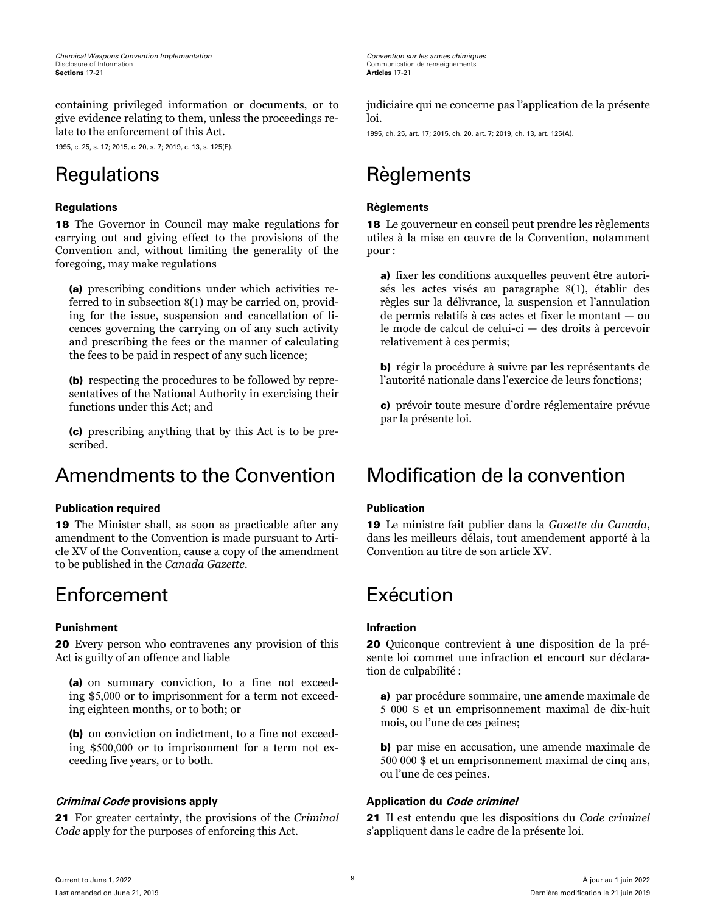containing privileged information or documents, or to give evidence relating to them, unless the proceedings relate to the enforcement of this Act.

1995, c. 25, s. 17; 2015, c. 20, s. 7; 2019, c. 13, s. 125(E).

## Regulations

### Regulations

**18** The Governor in Council may make regulations for carrying out and giving effect to the provisions of the Convention and, without limiting the generality of the foregoing, may make regulations

**(a)** prescribing conditions under which activities referred to in subsection 8(1) may be carried on, providing for the issue, suspension and cancellation of licences governing the carrying on of any such activity and prescribing the fees or the manner of calculating the fees to be paid in respect of any such licence;

**(b)** respecting the procedures to be followed by representatives of the National Authority in exercising their functions under this Act; and

**(c)** prescribing anything that by this Act is to be prescribed.

## Amendments to the Convention

### Publication required

**19** The Minister shall, as soon as practicable after any amendment to the Convention is made pursuant to Article XV of the Convention, cause a copy of the amendment to be published in the *Canada Gazette*.

## Enforcement

### Punishment

**20** Every person who contravenes any provision of this Act is guilty of an offence and liable

**(a)** on summary conviction, to a fine not exceeding $5,000 or to imprisonment for a term not exceeding eighteen months, or to both; or

**(b)** on conviction on indictment, to a fine not exceeding $500,000 or to imprisonment for a term not exceeding five years, or to both.

### *Criminal Code* provisions apply

**21** For greater certainty, the provisions of the *Criminal Code* apply for the purposes of enforcing this Act.

judiciaire qui ne concerne pas l'application de la présente loi.

1995, ch. 25, art. 17; 2015, ch. 20, art. 7; 2019, ch. 13, art. 125(A).

## Règlements

### Règlements

**18** Le gouverneur en conseil peut prendre les règlements utiles à la mise en œuvre de la Convention, notamment pour :

**a)** fixer les conditions auxquelles peuvent être autorisés les actes visés au paragraphe 8(1), établir des règles sur la délivrance, la suspension et l'annulation de permis relatifs à ces actes et fixer le montant — ou le mode de calcul de celui-ci — des droits à percevoir relativement à ces permis;

**b)** régir la procédure à suivre par les représentants de l'autorité nationale dans l'exercice de leurs fonctions;

**c)** prévoir toute mesure d'ordre réglementaire prévue par la présente loi.

## Modification de la convention

### Publication

**19** Le ministre fait publier dans la *Gazette du Canada*, dans les meilleurs délais, tout amendement apporté à la Convention au titre de son article XV.

## Exécution

### Infraction

**20** Quiconque contrevient à une disposition de la présente loi commet une infraction et encourt sur déclaration de culpabilité :

**a)** par procédure sommaire, une amende maximale de 5 000 $ et un emprisonnement maximal de dix-huit mois, ou l'une de ces peines;

**b)** par mise en accusation, une amende maximale de 500 000 $ et un emprisonnement maximal de cinq ans, ou l'une de ces peines.

### Application du *Code criminel*

**21** Il est entendu que les dispositions du *Code criminel* s'appliquent dans le cadre de la présente loi.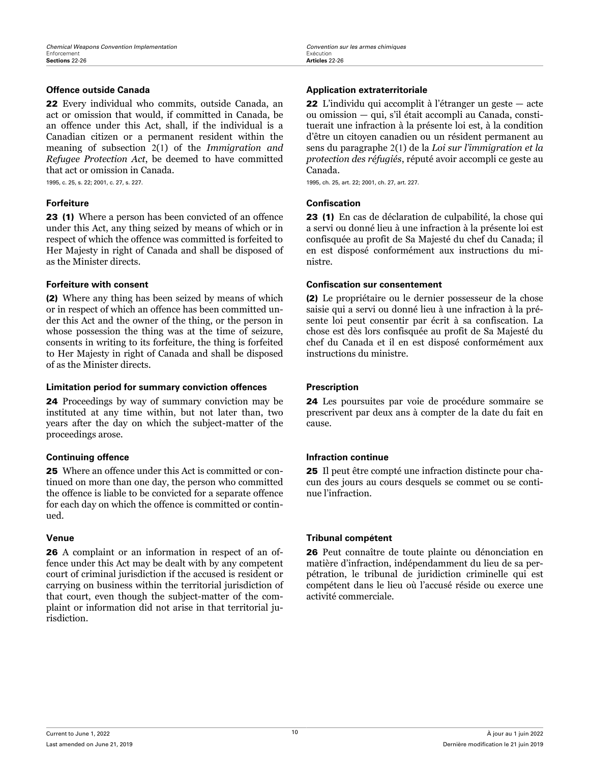### Offence outside Canada

**22** Every individual who commits, outside Canada, an act or omission that would, if committed in Canada, be an offence under this Act, shall, if the individual is a Canadian citizen or a permanent resident within the meaning of subsection 2(1) of the *Immigration and Refugee Protection Act*, be deemed to have committed that act or omission in Canada.

1995, c. 25, s. 22; 2001, c. 27, s. 227.

### Forfeiture

**23 (1)** Where a person has been convicted of an offence under this Act, any thing seized by means of which or in respect of which the offence was committed is forfeited to Her Majesty in right of Canada and shall be disposed of as the Minister directs.

### Forfeiture with consent

**(2)** Where any thing has been seized by means of which or in respect of which an offence has been committed under this Act and the owner of the thing, or the person in whose possession the thing was at the time of seizure, consents in writing to its forfeiture, the thing is forfeited to Her Majesty in right of Canada and shall be disposed of as the Minister directs.

### Limitation period for summary conviction offences

**24** Proceedings by way of summary conviction may be instituted at any time within, but not later than, two years after the day on which the subject-matter of the proceedings arose.

### Continuing offence

**25** Where an offence under this Act is committed or continued on more than one day, the person who committed the offence is liable to be convicted for a separate offence for each day on which the offence is committed or continued.

### Venue

**26** A complaint or an information in respect of an offence under this Act may be dealt with by any competent court of criminal jurisdiction if the accused is resident or carrying on business within the territorial jurisdiction of that court, even though the subject-matter of the complaint or information did not arise in that territorial jurisdiction.

### Application extraterritoriale

**22** L'individu qui accomplit à l'étranger un geste — acte ou omission — qui, s'il était accompli au Canada, constituerait une infraction à la présente loi est, à la condition d'être un citoyen canadien ou un résident permanent au sens du paragraphe 2(1) de la *Loi sur l'immigration et la protection des réfugiés*, réputé avoir accompli ce geste au Canada.

1995, ch. 25, art. 22; 2001, ch. 27, art. 227.

### Confiscation

**23 (1)** En cas de déclaration de culpabilité, la chose qui a servi ou donné lieu à une infraction à la présente loi est confisquée au profit de Sa Majesté du chef du Canada; il en est disposé conformément aux instructions du ministre.

### Confiscation sur consentement

**(2)** Le propriétaire ou le dernier possesseur de la chose saisie qui a servi ou donné lieu à une infraction à la présente loi peut consentir par écrit à sa confiscation. La chose est dès lors confisquée au profit de Sa Majesté du chef du Canada et il en est disposé conformément aux instructions du ministre.

### Prescription

**24** Les poursuites par voie de procédure sommaire se prescrivent par deux ans à compter de la date du fait en cause.

### Infraction continue

**25** Il peut être compté une infraction distincte pour chacun des jours au cours desquels se commet ou se continue l'infraction.

### Tribunal compétent

**26** Peut connaître de toute plainte ou dénonciation en matière d'infraction, indépendamment du lieu de sa perpétration, le tribunal de juridiction criminelle qui est compétent dans le lieu où l'accusé réside ou exerce une activité commerciale.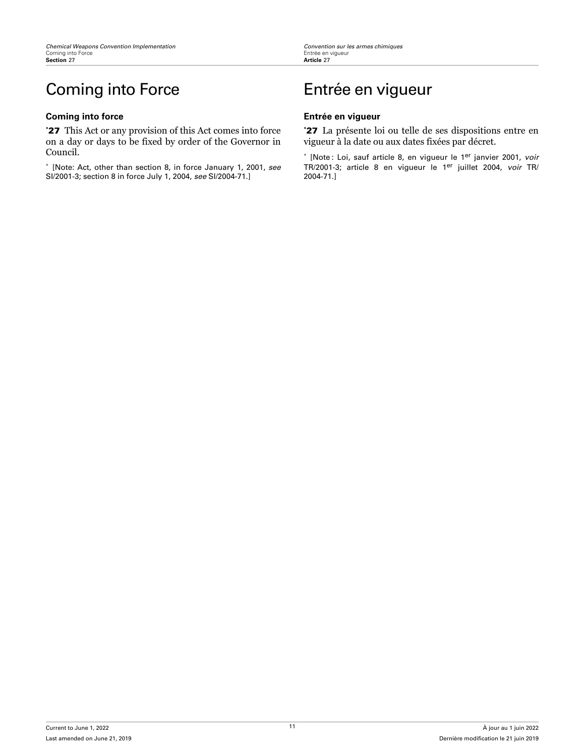# Coming into Force

**Coming into force**

***27** This Act or any provision of this Act comes into force on a day or days to be fixed by order of the Governor in Council.

* [Note: Act, other than section 8, in force January 1, 2001, *see* SI/2001-3; section 8 in force July 1, 2004, *see* SI/2004-71.]

# Entrée en vigueur

**Entrée en vigueur**

***27** La présente loi ou telle de ses dispositions entre en vigueur à la date ou aux dates fixées par décret.

* [Note : Loi, sauf article 8, en vigueur le 1er janvier 2001, *voir* TR/2001-3; article 8 en vigueur le 1er juillet 2004, *voir* TR/2004-71.]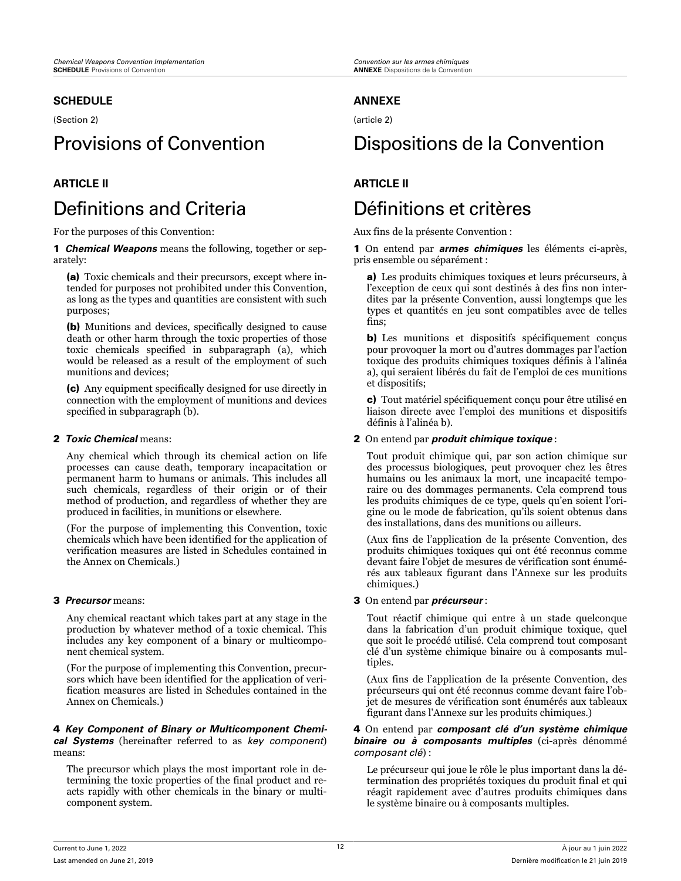## SCHEDULE

(Section 2)

# Provisions of Convention

## ARTICLE II

## Definitions and Criteria

For the purposes of this Convention:

**1** ***Chemical Weapons*** means the following, together or separately:

**(a)** Toxic chemicals and their precursors, except where intended for purposes not prohibited under this Convention, as long as the types and quantities are consistent with such purposes;

**(b)** Munitions and devices, specifically designed to cause death or other harm through the toxic properties of those toxic chemicals specified in subparagraph (a), which would be released as a result of the employment of such munitions and devices;

**(c)** Any equipment specifically designed for use directly in connection with the employment of munitions and devices specified in subparagraph (b).

**2** ***Toxic Chemical*** means:

Any chemical which through its chemical action on life processes can cause death, temporary incapacitation or permanent harm to humans or animals. This includes all such chemicals, regardless of their origin or of their method of production, and regardless of whether they are produced in facilities, in munitions or elsewhere.

(For the purpose of implementing this Convention, toxic chemicals which have been identified for the application of verification measures are listed in Schedules contained in the Annex on Chemicals.)

**3** ***Precursor*** means:

Any chemical reactant which takes part at any stage in the production by whatever method of a toxic chemical. This includes any key component of a binary or multicomponent chemical system.

(For the purpose of implementing this Convention, precursors which have been identified for the application of verification measures are listed in Schedules contained in the Annex on Chemicals.)

**4** ***Key Component of Binary or Multicomponent Chemical Systems*** (hereinafter referred to as *key component*) means:

The precursor which plays the most important role in determining the toxic properties of the final product and reacts rapidly with other chemicals in the binary or multicomponent system.

## ANNEXE

(article 2)

# Dispositions de la Convention

## ARTICLE II

## Définitions et critères

Aux fins de la présente Convention :

**1** On entend par ***armes chimiques*** les éléments ci-après, pris ensemble ou séparément :

**a)** Les produits chimiques toxiques et leurs précurseurs, à l'exception de ceux qui sont destinés à des fins non interdites par la présente Convention, aussi longtemps que les types et quantités en jeu sont compatibles avec de telles fins;

**b)** Les munitions et dispositifs spécifiquement conçus pour provoquer la mort ou d'autres dommages par l'action toxique des produits chimiques toxiques définis à l'alinéa a), qui seraient libérés du fait de l'emploi de ces munitions et dispositifs;

**c)** Tout matériel spécifiquement conçu pour être utilisé en liaison directe avec l'emploi des munitions et dispositifs définis à l'alinéa b).

**2** On entend par ***produit chimique toxique*** :

Tout produit chimique qui, par son action chimique sur des processus biologiques, peut provoquer chez les êtres humains ou les animaux la mort, une incapacité temporaire ou des dommages permanents. Cela comprend tous les produits chimiques de ce type, quels qu'en soient l'origine ou le mode de fabrication, qu'ils soient obtenus dans des installations, dans des munitions ou ailleurs.

(Aux fins de l'application de la présente Convention, des produits chimiques toxiques qui ont été reconnus comme devant faire l'objet de mesures de vérification sont énumérés aux tableaux figurant dans l'Annexe sur les produits chimiques.)

**3** On entend par ***précurseur*** :

Tout réactif chimique qui entre à un stade quelconque dans la fabrication d'un produit chimique toxique, quel que soit le procédé utilisé. Cela comprend tout composant clé d'un système chimique binaire ou à composants multiples.

(Aux fins de l'application de la présente Convention, des précurseurs qui ont été reconnus comme devant faire l'objet de mesures de vérification sont énumérés aux tableaux figurant dans l'Annexe sur les produits chimiques.)

**4** On entend par ***composant clé d'un système chimique binaire ou à composants multiples*** (ci-après dénommé *composant clé*) :

Le précurseur qui joue le rôle le plus important dans la détermination des propriétés toxiques du produit final et qui réagit rapidement avec d'autres produits chimiques dans le système binaire ou à composants multiples.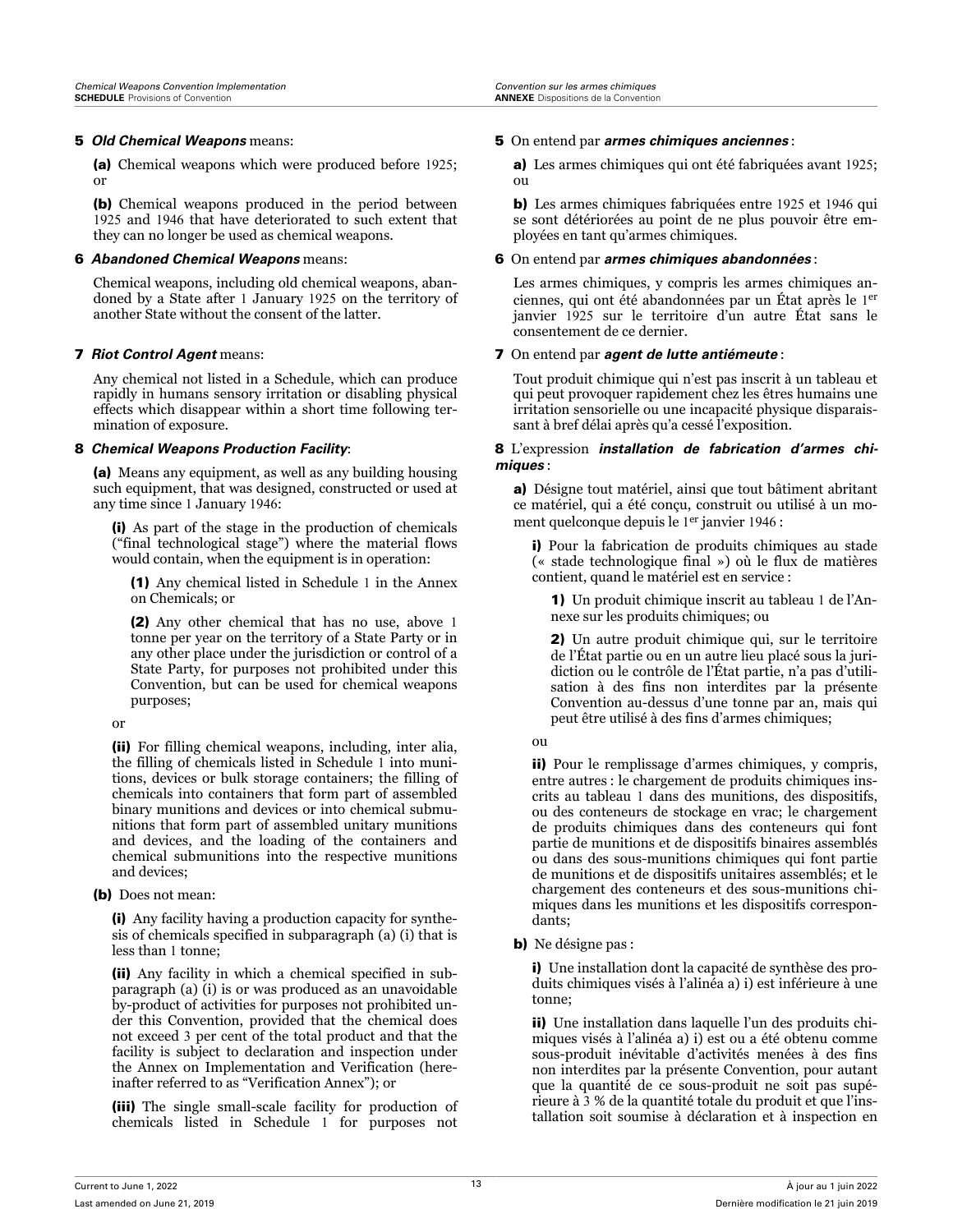**5** ***Old Chemical Weapons*** means:

**(a)** Chemical weapons which were produced before 1925; or

**(b)** Chemical weapons produced in the period between 1925 and 1946 that have deteriorated to such extent that they can no longer be used as chemical weapons.

**6** ***Abandoned Chemical Weapons*** means:

Chemical weapons, including old chemical weapons, abandoned by a State after 1 January 1925 on the territory of another State without the consent of the latter.

**7** ***Riot Control Agent*** means:

Any chemical not listed in a Schedule, which can produce rapidly in humans sensory irritation or disabling physical effects which disappear within a short time following termination of exposure.

**8** ***Chemical Weapons Production Facility***:

**(a)** Means any equipment, as well as any building housing such equipment, that was designed, constructed or used at any time since 1 January 1946:

**(i)** As part of the stage in the production of chemicals ("final technological stage") where the material flows would contain, when the equipment is in operation:

**(1)** Any chemical listed in Schedule 1 in the Annex on Chemicals; or

**(2)** Any other chemical that has no use, above 1 tonne per year on the territory of a State Party or in any other place under the jurisdiction or control of a State Party, for purposes not prohibited under this Convention, but can be used for chemical weapons purposes;

or

**(ii)** For filling chemical weapons, including, inter alia, the filling of chemicals listed in Schedule 1 into munitions, devices or bulk storage containers; the filling of chemicals into containers that form part of assembled binary munitions and devices or into chemical submunitions that form part of assembled unitary munitions and devices, and the loading of the containers and chemical submunitions into the respective munitions and devices;

**(b)** Does not mean:

**(i)** Any facility having a production capacity for synthesis of chemicals specified in subparagraph (a) (i) that is less than 1 tonne;

**(ii)** Any facility in which a chemical specified in subparagraph (a) (i) is or was produced as an unavoidable by-product of activities for purposes not prohibited under this Convention, provided that the chemical does not exceed 3 per cent of the total product and that the facility is subject to declaration and inspection under the Annex on Implementation and Verification (hereinafter referred to as "Verification Annex"); or

**(iii)** The single small-scale facility for production of chemicals listed in Schedule 1 for purposes not

**5** On entend par ***armes chimiques anciennes*** :

**a)** Les armes chimiques qui ont été fabriquées avant 1925; ou

**b)** Les armes chimiques fabriquées entre 1925 et 1946 qui se sont détériorées au point de ne plus pouvoir être employées en tant qu'armes chimiques.

**6** On entend par ***armes chimiques abandonnées*** :

Les armes chimiques, y compris les armes chimiques anciennes, qui ont été abandonnées par un État après le 1er janvier 1925 sur le territoire d'un autre État sans le consentement de ce dernier.

**7** On entend par ***agent de lutte antiémeute*** :

Tout produit chimique qui n'est pas inscrit à un tableau et qui peut provoquer rapidement chez les êtres humains une irritation sensorielle ou une incapacité physique disparaissant à bref délai après qu'a cessé l'exposition.

**8** L'expression ***installation de fabrication d'armes chimiques*** :

**a)** Désigne tout matériel, ainsi que tout bâtiment abritant ce matériel, qui a été conçu, construit ou utilisé à un moment quelconque depuis le 1er janvier 1946 :

**i)** Pour la fabrication de produits chimiques au stade (« stade technologique final ») où le flux de matières contient, quand le matériel est en service :

**1)** Un produit chimique inscrit au tableau 1 de l'Annexe sur les produits chimiques; ou

**2)** Un autre produit chimique qui, sur le territoire de l'État partie ou en un autre lieu placé sous la juridiction ou le contrôle de l'État partie, n'a pas d'utilisation à des fins non interdites par la présente Convention au-dessus d'une tonne par an, mais qui peut être utilisé à des fins d'armes chimiques;

ou

**ii)** Pour le remplissage d'armes chimiques, y compris, entre autres : le chargement de produits chimiques inscrits au tableau 1 dans des munitions, des dispositifs, ou des conteneurs de stockage en vrac; le chargement de produits chimiques dans des conteneurs qui font partie de munitions et de dispositifs binaires assemblés ou dans des sous-munitions chimiques qui font partie de munitions et de dispositifs unitaires assemblés; et le chargement des conteneurs et des sous-munitions chimiques dans les munitions et les dispositifs correspondants;

**b)** Ne désigne pas :

**i)** Une installation dont la capacité de synthèse des produits chimiques visés à l'alinéa a) i) est inférieure à une tonne;

**ii)** Une installation dans laquelle l'un des produits chimiques visés à l'alinéa a) i) est ou a été obtenu comme sous-produit inévitable d'activités menées à des fins non interdites par la présente Convention, pour autant que la quantité de ce sous-produit ne soit pas supérieure à 3 % de la quantité totale du produit et que l'installation soit soumise à déclaration et à inspection en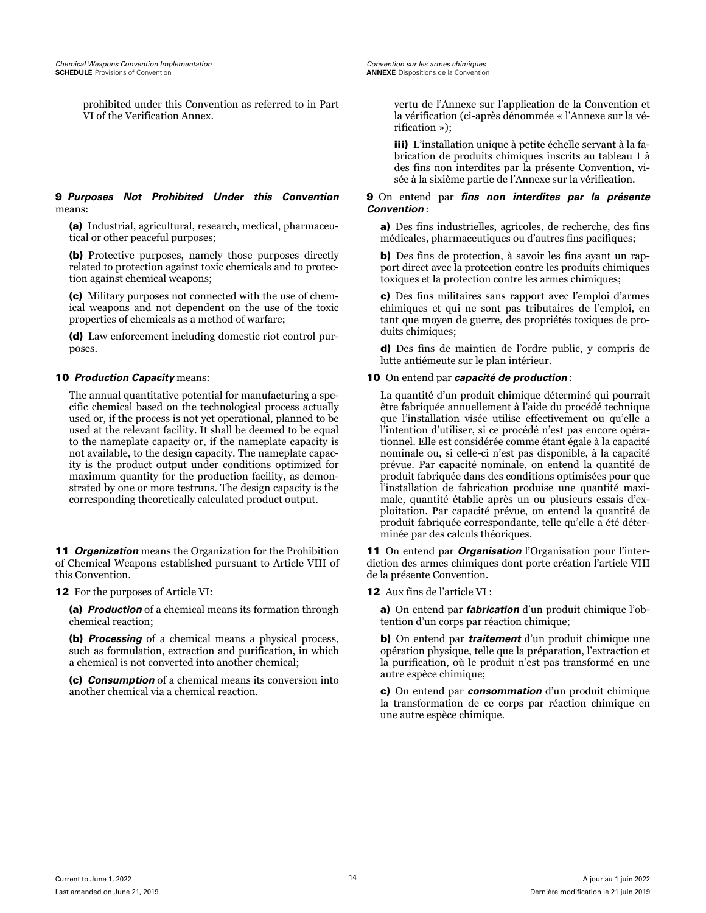prohibited under this Convention as referred to in Part VI of the Verification Annex.

vertu de l'Annexe sur l'application de la Convention et la vérification (ci-après dénommée « l'Annexe sur la vérification »);

**iii)** L'installation unique à petite échelle servant à la fabrication de produits chimiques inscrits au tableau 1 à des fins non interdites par la présente Convention, visée à la sixième partie de l'Annexe sur la vérification.

**9** ***Purposes Not Prohibited Under this Convention*** means:

**(a)** Industrial, agricultural, research, medical, pharmaceutical or other peaceful purposes;

**(b)** Protective purposes, namely those purposes directly related to protection against toxic chemicals and to protection against chemical weapons;

**(c)** Military purposes not connected with the use of chemical weapons and not dependent on the use of the toxic properties of chemicals as a method of warfare;

**(d)** Law enforcement including domestic riot control purposes.

**9** On entend par ***fins non interdites par la présente Convention*** :

**a)** Des fins industrielles, agricoles, de recherche, des fins médicales, pharmaceutiques ou d'autres fins pacifiques;

**b)** Des fins de protection, à savoir les fins ayant un rapport direct avec la protection contre les produits chimiques toxiques et la protection contre les armes chimiques;

**c)** Des fins militaires sans rapport avec l'emploi d'armes chimiques et qui ne sont pas tributaires de l'emploi, en tant que moyen de guerre, des propriétés toxiques de produits chimiques;

**d)** Des fins de maintien de l'ordre public, y compris de lutte antiémeute sur le plan intérieur.

**10** ***Production Capacity*** means:

The annual quantitative potential for manufacturing a specific chemical based on the technological process actually used or, if the process is not yet operational, planned to be used at the relevant facility. It shall be deemed to be equal to the nameplate capacity or, if the nameplate capacity is not available, to the design capacity. The nameplate capacity is the product output under conditions optimized for maximum quantity for the production facility, as demonstrated by one or more testruns. The design capacity is the corresponding theoretically calculated product output.

**10** On entend par ***capacité de production*** :

La quantité d'un produit chimique déterminé qui pourrait être fabriquée annuellement à l'aide du procédé technique que l'installation visée utilise effectivement ou qu'elle a l'intention d'utiliser, si ce procédé n'est pas encore opérationnel. Elle est considérée comme étant égale à la capacité nominale ou, si celle-ci n'est pas disponible, à la capacité prévue. Par capacité nominale, on entend la quantité de produit fabriquée dans des conditions optimisées pour que l'installation de fabrication produise une quantité maximale, quantité établie après un ou plusieurs essais d'exploitation. Par capacité prévue, on entend la quantité de produit fabriquée correspondante, telle qu'elle a été déterminée par des calculs théoriques.

**11** ***Organization*** means the Organization for the Prohibition of Chemical Weapons established pursuant to Article VIII of this Convention.

**11** On entend par ***Organisation*** l'Organisation pour l'interdiction des armes chimiques dont porte création l'article VIII de la présente Convention.

**12** For the purposes of Article VI:

**(a)** ***Production*** of a chemical means its formation through chemical reaction;

**(b)** ***Processing*** of a chemical means a physical process, such as formulation, extraction and purification, in which a chemical is not converted into another chemical;

**(c)** ***Consumption*** of a chemical means its conversion into another chemical via a chemical reaction.

**12** Aux fins de l'article VI :

**a)** On entend par ***fabrication*** d'un produit chimique l'obtention d'un corps par réaction chimique;

**b)** On entend par ***traitement*** d'un produit chimique une opération physique, telle que la préparation, l'extraction et la purification, où le produit n'est pas transformé en une autre espèce chimique;

**c)** On entend par ***consommation*** d'un produit chimique la transformation de ce corps par réaction chimique en une autre espèce chimique.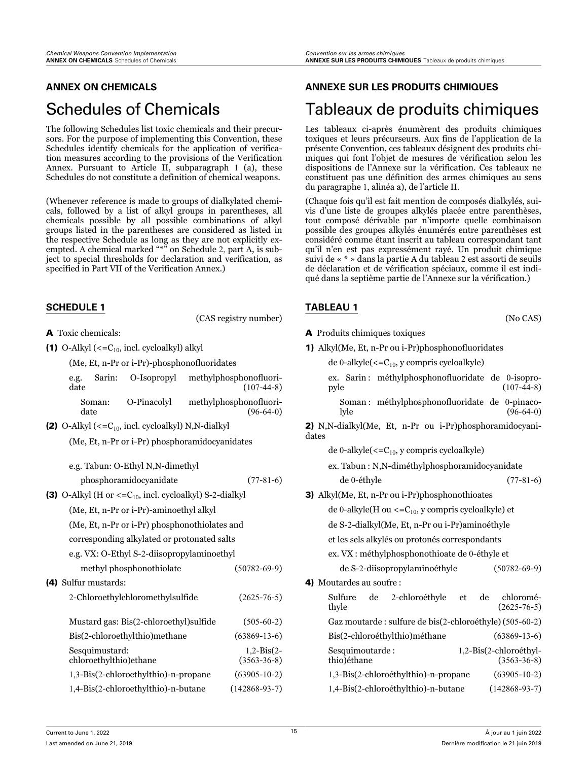## ANNEX ON CHEMICALS

# Schedules of Chemicals

The following Schedules list toxic chemicals and their precursors. For the purpose of implementing this Convention, these Schedules identify chemicals for the application of verification measures according to the provisions of the Verification Annex. Pursuant to Article II, subparagraph 1 (a), these Schedules do not constitute a definition of chemical weapons.

(Whenever reference is made to groups of dialkylated chemicals, followed by a list of alkyl groups in parentheses, all chemicals possible by all possible combinations of alkyl groups listed in the parentheses are considered as listed in the respective Schedule as long as they are not explicitly exempted. A chemical marked "*" on Schedule 2, part A, is subject to special thresholds for declaration and verification, as specified in Part VII of the Verification Annex.)

### SCHEDULE 1

(CAS registry number)

**A** Toxic chemicals:

**(1)** O-Alkyl (<=$C_{10}$, incl. cycloalkyl) alkyl (Me, Et, n-Pr or i-Pr)-phosphonofluoridates

e.g. Sarin: O-Isopropyl methylphosphonofluoridate (107-44-8)

Soman: O-Pinacolyl methylphosphonofluoridate (96-64-0)

**(2)** O-Alkyl (<=$C_{10}$, incl. cycloalkyl) N,N-dialkyl (Me, Et, n-Pr or i-Pr) phosphoramidocyanidates

e.g. Tabun: O-Ethyl N,N-dimethyl phosphoramidocyanidate (77-81-6)

**(3)** O-Alkyl (H or <=$C_{10}$, incl. cycloalkyl) S-2-dialkyl (Me, Et, n-Pr or i-Pr)-aminoethyl alkyl (Me, Et, n-Pr or i-Pr) phosphonothiolates and corresponding alkylated or protonated salts

e.g. VX: O-Ethyl S-2-diisopropylaminoethyl methyl phosphonothiolate (50782-69-9)

**(4)** Sulfur mustards:

| | |
|---|---|
| 2-Chloroethylchloromethylsulfide | (2625-76-5) |
| Mustard gas: Bis(2-chloroethyl)sulfide | (505-60-2) |
| Bis(2-chloroethylthio)methane | (63869-13-6) |
| Sesquimustard: 1,2-Bis(2-chloroethylthio)ethane | (3563-36-8) |
| 1,3-Bis(2-chloroethylthio)-n-propane | (63905-10-2) |
| 1,4-Bis(2-chloroethylthio)-n-butane | (142868-93-7) |

## ANNEXE SUR LES PRODUITS CHIMIQUES

# Tableaux de produits chimiques

Les tableaux ci-après énumèrent des produits chimiques toxiques et leurs précurseurs. Aux fins de l'application de la présente Convention, ces tableaux désignent des produits chimiques qui font l'objet de mesures de vérification selon les dispositions de l'Annexe sur la vérification. Ces tableaux ne constituent pas une définition des armes chimiques au sens du paragraphe 1, alinéa a), de l'article II.

(Chaque fois qu'il est fait mention de composés dialkylés, suivis d'une liste de groupes alkylés placée entre parenthèses, tout composé dérivable par n'importe quelle combinaison possible des groupes alkylés énumérés entre parenthèses est considéré comme étant inscrit au tableau correspondant tant qu'il n'en est pas expressément rayé. Un produit chimique suivi de « * » dans la partie A du tableau 2 est assorti de seuils de déclaration et de vérification spéciaux, comme il est indiqué dans la septième partie de l'Annexe sur la vérification.)

### TABLEAU 1

(No CAS)

**A** Produits chimiques toxiques

**1)** Alkyl(Me, Et, n-Pr ou i-Pr)phosphonofluoridates de 0-alkyle(<=$C_{10}$, y compris cycloalkyle)

ex. Sarin : méthylphosphonofluoridate de 0-isopropyle (107-44-8)

Soman : méthylphosphonofluoridate de 0-pinacolyle (96-64-0)

**2)** N,N-dialkyl(Me, Et, n-Pr ou i-Pr)phosphoramidocyanidates de 0-alkyle(<=$C_{10}$, y compris cycloalkyle)

ex. Tabun : N,N-diméthylphosphoramidocyanidate de 0-éthyle (77-81-6)

**3)** Alkyl(Me, Et, n-Pr ou i-Pr)phosphonothioates de 0-alkyle(H ou <=$C_{10}$, y compris cycloalkyle) et de S-2-dialkyl(Me, Et, n-Pr ou i-Pr)aminoéthyle et les sels alkylés ou protonés correspondants

ex. VX : méthylphosphonothioate de 0-éthyle et de S-2-diisopropylaminoéthyle (50782-69-9)

**4)** Moutardes au soufre :

| | |
|---|---|
| Sulfure de 2-chloroéthyle et de chlorométhyle | (2625-76-5) |
| Gaz moutarde : sulfure de bis(2-chloroéthyle) | (505-60-2) |
| Bis(2-chloroéthylthio)méthane | (63869-13-6) |
| Sesquimoutarde : 1,2-Bis(2-chloroéthylthio)éthane | (3563-36-8) |
| 1,3-Bis(2-chloroéthylthio)-n-propane | (63905-10-2) |
| 1,4-Bis(2-chloroéthylthio)-n-butane | (142868-93-7) |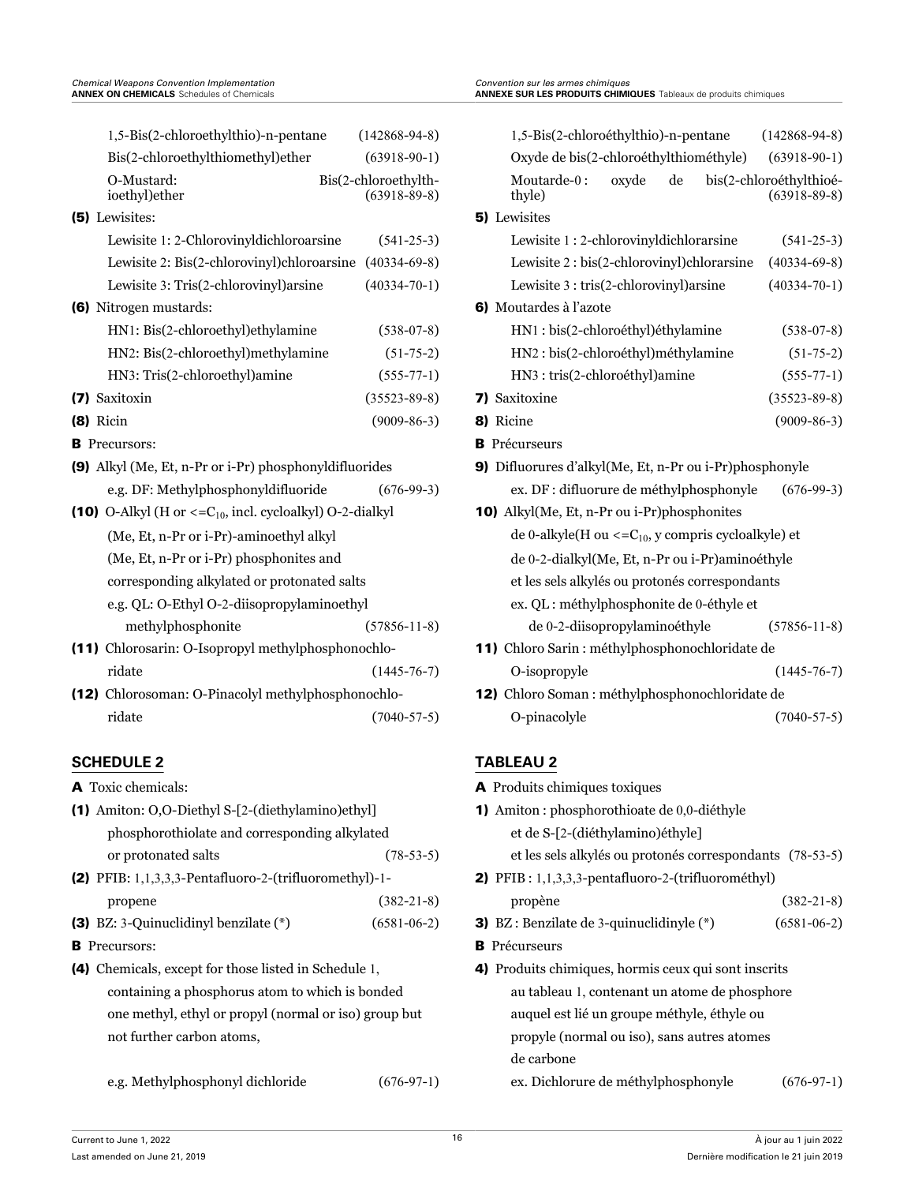1,5-Bis(2-chloroethylthio)-n-pentane (142868-94-8)

Bis(2-chloroethylthiomethyl)ether (63918-90-1)

O-Mustard: Bis(2-chloroethylthioethyl)ether (63918-89-8)

**(5)** Lewisites:

Lewisite 1: 2-Chlorovinyldichloroarsine (541-25-3)

Lewisite 2: Bis(2-chlorovinyl)chloroarsine (40334-69-8)

Lewisite 3: Tris(2-chlorovinyl)arsine (40334-70-1)

**(6)** Nitrogen mustards:

HN1: Bis(2-chloroethyl)ethylamine (538-07-8)

HN2: Bis(2-chloroethyl)methylamine (51-75-2)

HN3: Tris(2-chloroethyl)amine (555-77-1)

**(7)** Saxitoxin (35523-89-8)

**(8)** Ricin (9009-86-3)

**B** Precursors:

**(9)** Alkyl (Me, Et, n-Pr or i-Pr) phosphonyldifluorides

e.g. DF: Methylphosphonyldifluoride (676-99-3)

**(10)** O-Alkyl (H or <=$C_{10}$, incl. cycloalkyl) O-2-dialkyl (Me, Et, n-Pr or i-Pr)-aminoethyl alkyl (Me, Et, n-Pr or i-Pr) phosphonites and corresponding alkylated or protonated salts

e.g. QL: O-Ethyl O-2-diisopropylaminoethyl methylphosphonite (57856-11-8)

**(11)** Chlorosarin: O-Isopropyl methylphosphonochloridate (1445-76-7)

**(12)** Chlorosoman: O-Pinacolyl methylphosphonochloridate (7040-57-5)

## SCHEDULE 2

**A** Toxic chemicals:

**(1)** Amiton: O,O-Diethyl S-[2-(diethylamino)ethyl] phosphorothiolate and corresponding alkylated or protonated salts (78-53-5)

**(2)** PFIB: 1,1,3,3,3-Pentafluoro-2-(trifluoromethyl)-1-propene (382-21-8)

**(3)** BZ: 3-Quinuclidinyl benzilate (*) (6581-06-2)

**B** Precursors:

**(4)** Chemicals, except for those listed in Schedule 1, containing a phosphorus atom to which is bonded one methyl, ethyl or propyl (normal or iso) group but not further carbon atoms,

e.g. Methylphosphonyl dichloride (676-97-1)

1,5-Bis(2-chloroéthylthio)-n-pentane (142868-94-8)

Oxyde de bis(2-chloroéthylthiométhyle) (63918-90-1)

Moutarde-0 : oxyde de bis(2-chloroéthylthioéthyle) (63918-89-8)

**5)** Lewisites

Lewisite 1 : 2-chlorovinyldichlorarsine (541-25-3)

Lewisite 2 : bis(2-chlorovinyl)chlorarsine (40334-69-8)

Lewisite 3 : tris(2-chlorovinyl)arsine (40334-70-1)

**6)** Moutardes à l’azote

HN1 : bis(2-chloroéthyl)éthylamine (538-07-8)

HN2 : bis(2-chloroéthyl)méthylamine (51-75-2)

HN3 : tris(2-chloroéthyl)amine (555-77-1)

**7)** Saxitoxine (35523-89-8)

**8)** Ricine (9009-86-3)

**B** Précurseurs

**9)** Difluorures d’alkyl(Me, Et, n-Pr ou i-Pr)phosphonyle

ex. DF : difluorure de méthylphosphonyle (676-99-3)

**10)** Alkyl(Me, Et, n-Pr ou i-Pr)phosphonites de 0-alkyle(H ou <=$C_{10}$, y compris cycloalkyle) et de 0-2-dialkyl(Me, Et, n-Pr ou i-Pr)aminoéthyle et les sels alkylés ou protonés correspondants

ex. QL : méthylphosphonite de 0-éthyle et de 0-2-diisopropylaminoéthyle (57856-11-8)

**11)** Chloro Sarin : méthylphosphonochloridate de O-isopropyle (1445-76-7)

**12)** Chloro Soman : méthylphosphonochloridate de O-pinacolyle (7040-57-5)

## TABLEAU 2

**A** Produits chimiques toxiques

**1)** Amiton : phosphorothioate de 0,0-diéthyle et de S-[2-(diéthylamino)éthyle] et les sels alkylés ou protonés correspondants (78-53-5)

**2)** PFIB : 1,1,3,3,3-pentafluoro-2-(trifluorométhyl) propène (382-21-8)

**3)** BZ : Benzilate de 3-quinuclidinyle (*) (6581-06-2)

**B** Précurseurs

**4)** Produits chimiques, hormis ceux qui sont inscrits au tableau 1, contenant un atome de phosphore auquel est lié un groupe méthyle, éthyle ou propyle (normal ou iso), sans autres atomes de carbone

ex. Dichlorure de méthylphosphonyle (676-97-1)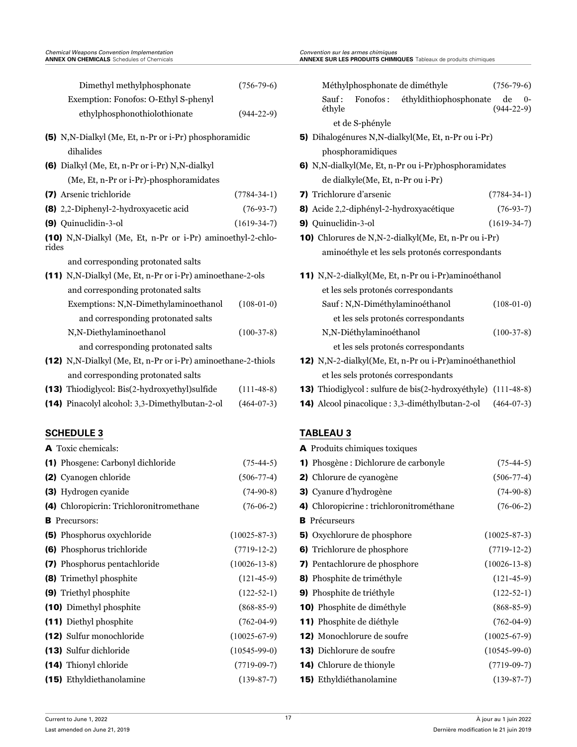Dimethyl methylphosphonate (756-79-6)

Exemption: Fonofos: O-Ethyl S-phenyl ethylphosphonothiolothionate (944-22-9)

**(5)** N,N-Dialkyl (Me, Et, n-Pr or i-Pr) phosphoramidic dihalides

**(6)** Dialkyl (Me, Et, n-Pr or i-Pr) N,N-dialkyl (Me, Et, n-Pr or i-Pr)-phosphoramidates

**(7)** Arsenic trichloride (7784-34-1)

**(8)** 2,2-Diphenyl-2-hydroxyacetic acid (76-93-7)

**(9)** Quinuclidin-3-ol (1619-34-7)

**(10)** N,N-Dialkyl (Me, Et, n-Pr or i-Pr) aminoethyl-2-chlorides and corresponding protonated salts

**(11)** N,N-Dialkyl (Me, Et, n-Pr or i-Pr) aminoethane-2-ols and corresponding protonated salts

Exemptions: N,N-Dimethylaminoethanol (108-01-0) and corresponding protonated salts

N,N-Diethylaminoethanol (100-37-8) and corresponding protonated salts

**(12)** N,N-Dialkyl (Me, Et, n-Pr or i-Pr) aminoethane-2-thiols and corresponding protonated salts

**(13)** Thiodiglycol: Bis(2-hydroxyethyl)sulfide (111-48-8)

**(14)** Pinacolyl alcohol: 3,3-Dimethylbutan-2-ol (464-07-3)

## SCHEDULE 3

**A** Toxic chemicals:

**(1)** Phosgene: Carbonyl dichloride (75-44-5)

**(2)** Cyanogen chloride (506-77-4)

**(3)** Hydrogen cyanide (74-90-8)

**(4)** Chloropicrin: Trichloronitromethane (76-06-2)

**B** Precursors:

**(5)** Phosphorus oxychloride (10025-87-3)

**(6)** Phosphorus trichloride (7719-12-2)

**(7)** Phosphorus pentachloride (10026-13-8)

**(8)** Trimethyl phosphite (121-45-9)

**(9)** Triethyl phosphite (122-52-1)

**(10)** Dimethyl phosphite (868-85-9)

**(11)** Diethyl phosphite (762-04-9)

**(12)** Sulfur monochloride (10025-67-9)

**(13)** Sulfur dichloride (10545-99-0)

**(14)** Thionyl chloride (7719-09-7)

**(15)** Ethyldiethanolamine (139-87-7)

Méthylphosphonate de diméthyle (756-79-6)

Sauf : Fonofos : éthyldithiophosphonate de 0-éthyle et de S-phényle (944-22-9)

**5)** Dihalogénures N,N-dialkyl(Me, Et, n-Pr ou i-Pr) phosphoramidiques

**6)** N,N-dialkyl(Me, Et, n-Pr ou i-Pr)phosphoramidates de dialkyle(Me, Et, n-Pr ou i-Pr)

**7)** Trichlorure d'arsenic (7784-34-1)

**8)** Acide 2,2-diphényl-2-hydroxyacétique (76-93-7)

**9)** Quinuclidin-3-ol (1619-34-7)

**10)** Chlorures de N,N-2-dialkyl(Me, Et, n-Pr ou i-Pr) aminoéthyle et les sels protonés correspondants

**11)** N,N-2-dialkyl(Me, Et, n-Pr ou i-Pr)aminoéthanol et les sels protonés correspondants

Sauf : N,N-Diméthylaminoéthanol (108-01-0) et les sels protonés correspondants

N,N-Diéthylaminoéthanol (100-37-8) et les sels protonés correspondants

**12)** N,N-2-dialkyl(Me, Et, n-Pr ou i-Pr)aminoéthanethiol et les sels protonés correspondants

**13)** Thiodiglycol : sulfure de bis(2-hydroxyéthyle) (111-48-8)

**14)** Alcool pinacolique : 3,3-diméthylbutan-2-ol (464-07-3)

## TABLEAU 3

**A** Produits chimiques toxiques

**1)** Phosgène : Dichlorure de carbonyle (75-44-5)

**2)** Chlorure de cyanogène (506-77-4)

**3)** Cyanure d'hydrogène (74-90-8)

**4)** Chloropicrine : trichloronitrométhane (76-06-2)

**B** Précurseurs

**5)** Oxychlorure de phosphore (10025-87-3)

**6)** Trichlorure de phosphore (7719-12-2)

**7)** Pentachlorure de phosphore (10026-13-8)

**8)** Phosphite de triméthyle (121-45-9)

**9)** Phosphite de triéthyle (122-52-1)

**10)** Phosphite de diméthyle (868-85-9)

**11)** Phosphite de diéthyle (762-04-9)

**12)** Monochlorure de soufre (10025-67-9)

**13)** Dichlorure de soufre (10545-99-0)

**14)** Chlorure de thionyle (7719-09-7)

**15)** Ethyldiéthanolamine (139-87-7)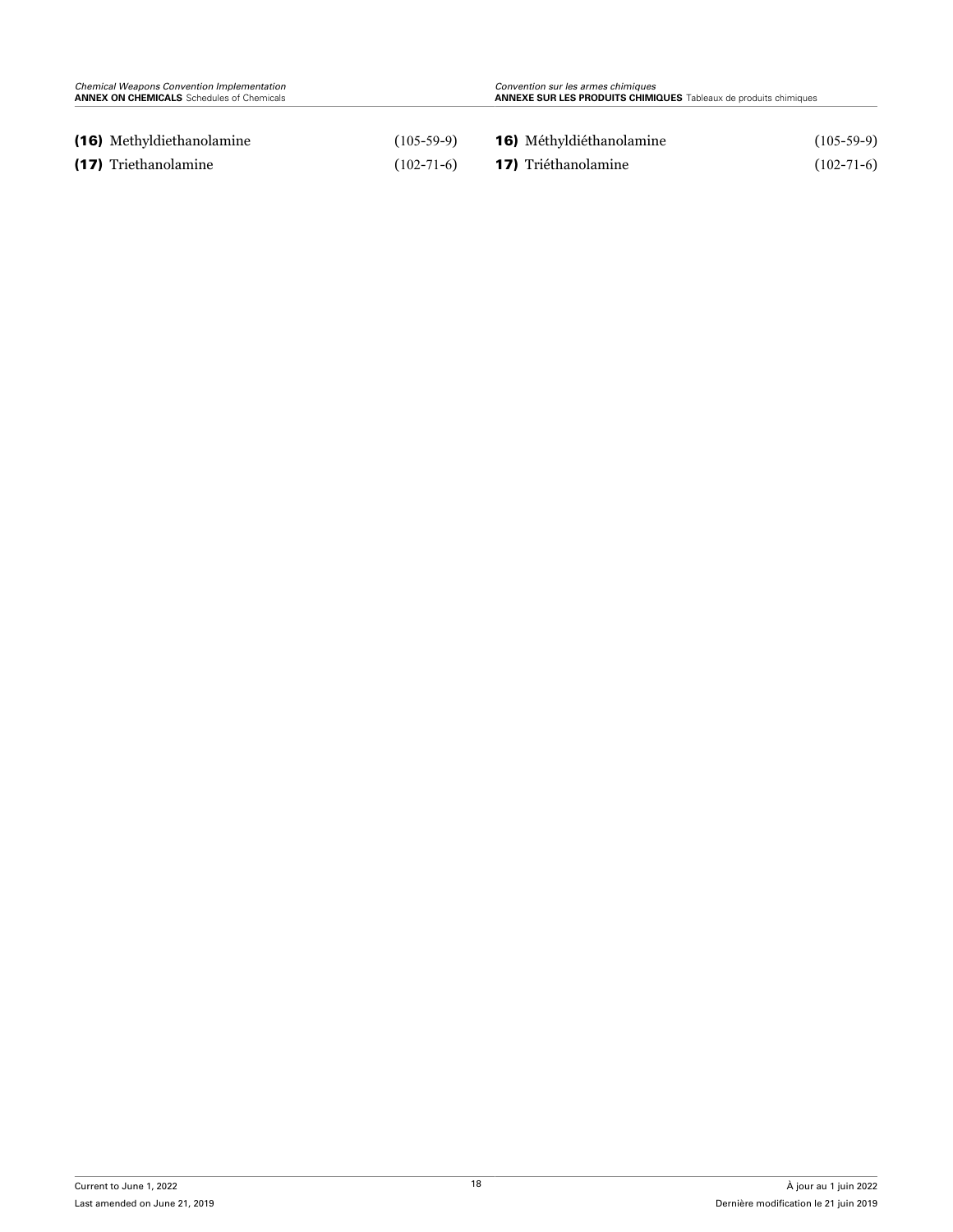**(16)** Methyldiethanolamine (105-59-9)

**(17)** Triethanolamine (102-71-6)

**16)** Méthyldiéthanolamine (105-59-9)

**17)** Triéthanolamine (102-71-6)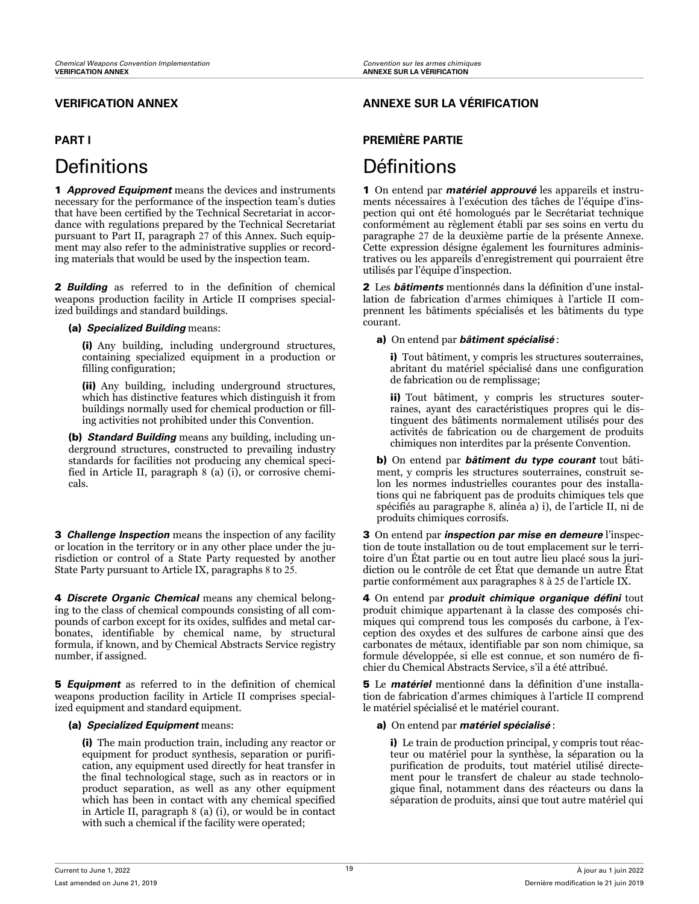## VERIFICATION ANNEX

### PART I

# Definitions

**1** ***Approved Equipment*** means the devices and instruments necessary for the performance of the inspection team's duties that have been certified by the Technical Secretariat in accordance with regulations prepared by the Technical Secretariat pursuant to Part II, paragraph 27 of this Annex. Such equipment may also refer to the administrative supplies or recording materials that would be used by the inspection team.

**2** ***Building*** as referred to in the definition of chemical weapons production facility in Article II comprises specialized buildings and standard buildings.

- **(a)** ***Specialized Building*** means:
  - **(i)** Any building, including underground structures, containing specialized equipment in a production or filling configuration;
  - **(ii)** Any building, including underground structures, which has distinctive features which distinguish it from buildings normally used for chemical production or filling activities not prohibited under this Convention.
- **(b)** ***Standard Building*** means any building, including underground structures, constructed to prevailing industry standards for facilities not producing any chemical specified in Article II, paragraph 8 (a) (i), or corrosive chemicals.

**3** ***Challenge Inspection*** means the inspection of any facility or location in the territory or in any other place under the jurisdiction or control of a State Party requested by another State Party pursuant to Article IX, paragraphs 8 to 25.

**4** ***Discrete Organic Chemical*** means any chemical belonging to the class of chemical compounds consisting of all compounds of carbon except for its oxides, sulfides and metal carbonates, identifiable by chemical name, by structural formula, if known, and by Chemical Abstracts Service registry number, if assigned.

**5** ***Equipment*** as referred to in the definition of chemical weapons production facility in Article II comprises specialized equipment and standard equipment.

- **(a)** ***Specialized Equipment*** means:
  - **(i)** The main production train, including any reactor or equipment for product synthesis, separation or purification, any equipment used directly for heat transfer in the final technological stage, such as in reactors or in product separation, as well as any other equipment which has been in contact with any chemical specified in Article II, paragraph 8 (a) (i), or would be in contact with such a chemical if the facility were operated;

## ANNEXE SUR LA VÉRIFICATION

### PREMIÈRE PARTIE

# Définitions

**1** On entend par ***matériel approuvé*** les appareils et instruments nécessaires à l'exécution des tâches de l'équipe d'inspection qui ont été homologués par le Secrétariat technique conformément au règlement établi par ses soins en vertu du paragraphe 27 de la deuxième partie de la présente Annexe. Cette expression désigne également les fournitures administratives ou les appareils d'enregistrement qui pourraient être utilisés par l'équipe d'inspection.

**2** Les ***bâtiments*** mentionnés dans la définition d'une installation de fabrication d'armes chimiques à l'article II comprennent les bâtiments spécialisés et les bâtiments du type courant.

- **a)** On entend par ***bâtiment spécialisé*** :
  - **i)** Tout bâtiment, y compris les structures souterraines, abritant du matériel spécialisé dans une configuration de fabrication ou de remplissage;
  - **ii)** Tout bâtiment, y compris les structures souterraines, ayant des caractéristiques propres qui le distinguent des bâtiments normalement utilisés pour des activités de fabrication ou de chargement de produits chimiques non interdites par la présente Convention.
- **b)** On entend par ***bâtiment du type courant*** tout bâtiment, y compris les structures souterraines, construit selon les normes industrielles courantes pour des installations qui ne fabriquent pas de produits chimiques tels que spécifiés au paragraphe 8, alinéa a) i), de l'article II, ni de produits chimiques corrosifs.

**3** On entend par ***inspection par mise en demeure*** l'inspection de toute installation ou de tout emplacement sur le territoire d'un État partie ou en tout autre lieu placé sous la juridiction ou le contrôle de cet État que demande un autre État partie conformément aux paragraphes 8 à 25 de l'article IX.

**4** On entend par ***produit chimique organique défini*** tout produit chimique appartenant à la classe des composés chimiques qui comprend tous les composés du carbone, à l'exception des oxydes et des sulfures de carbone ainsi que des carbonates de métaux, identifiable par son nom chimique, sa formule développée, si elle est connue, et son numéro de fichier du Chemical Abstracts Service, s'il a été attribué.

**5** Le ***matériel*** mentionné dans la définition d'une installation de fabrication d'armes chimiques à l'article II comprend le matériel spécialisé et le matériel courant.

- **a)** On entend par ***matériel spécialisé*** :
  - **i)** Le train de production principal, y compris tout réacteur ou matériel pour la synthèse, la séparation ou la purification de produits, tout matériel utilisé directement pour le transfert de chaleur au stade technologique final, notamment dans des réacteurs ou dans la séparation de produits, ainsi que tout autre matériel qui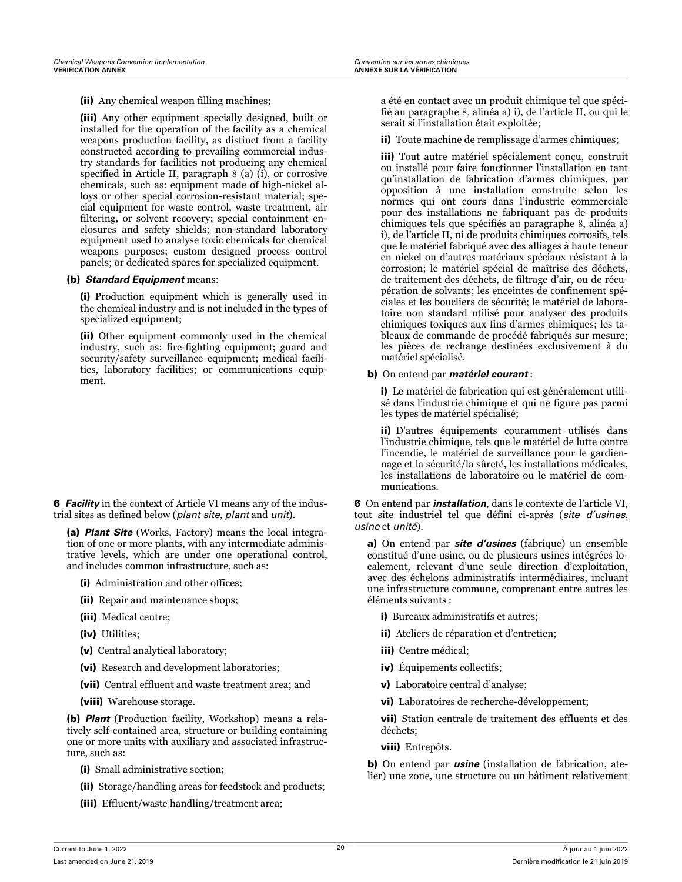**(ii)** Any chemical weapon filling machines;

**(iii)** Any other equipment specially designed, built or installed for the operation of the facility as a chemical weapons production facility, as distinct from a facility constructed according to prevailing commercial industry standards for facilities not producing any chemical specified in Article II, paragraph 8 (a) (i), or corrosive chemicals, such as: equipment made of high-nickel alloys or other special corrosion-resistant material; special equipment for waste control, waste treatment, air filtering, or solvent recovery; special containment enclosures and safety shields; non-standard laboratory equipment used to analyse toxic chemicals for chemical weapons purposes; custom designed process control panels; or dedicated spares for specialized equipment.

**(b)** ***Standard Equipment*** means:

**(i)** Production equipment which is generally used in the chemical industry and is not included in the types of specialized equipment;

**(ii)** Other equipment commonly used in the chemical industry, such as: fire-fighting equipment; guard and security/safety surveillance equipment; medical facilities, laboratory facilities; or communications equipment.

**6** ***Facility*** in the context of Article VI means any of the industrial sites as defined below (*plant site*, *plant* and *unit*).

**(a)** ***Plant Site*** (Works, Factory) means the local integration of one or more plants, with any intermediate administrative levels, which are under one operational control, and includes common infrastructure, such as:

**(i)** Administration and other offices;

**(ii)** Repair and maintenance shops;

**(iii)** Medical centre;

**(iv)** Utilities;

**(v)** Central analytical laboratory;

**(vi)** Research and development laboratories;

**(vii)** Central effluent and waste treatment area; and

**(viii)** Warehouse storage.

**(b)** ***Plant*** (Production facility, Workshop) means a relatively self-contained area, structure or building containing one or more units with auxiliary and associated infrastructure, such as:

**(i)** Small administrative section;

**(ii)** Storage/handling areas for feedstock and products;

**(iii)** Effluent/waste handling/treatment area;

a été en contact avec un produit chimique tel que spécifié au paragraphe 8, alinéa a) i), de l'article II, ou qui le serait si l'installation était exploitée;

**ii)** Toute machine de remplissage d'armes chimiques;

**iii)** Tout autre matériel spécialement conçu, construit ou installé pour faire fonctionner l'installation en tant qu'installation de fabrication d'armes chimiques, par opposition à une installation construite selon les normes qui ont cours dans l'industrie commerciale pour des installations ne fabriquant pas de produits chimiques tels que spécifiés au paragraphe 8, alinéa a) i), de l'article II, ni de produits chimiques corrosifs, tels que le matériel fabriqué avec des alliages à haute teneur en nickel ou d'autres matériaux spéciaux résistant à la corrosion; le matériel spécial de maîtrise des déchets, de traitement des déchets, de filtrage d'air, ou de récupération de solvants; les enceintes de confinement spéciales et les boucliers de sécurité; le matériel de laboratoire non standard utilisé pour analyser des produits chimiques toxiques aux fins d'armes chimiques; les tableaux de commande de procédé fabriqués sur mesure; les pièces de rechange destinées exclusivement à du matériel spécialisé.

**b)** On entend par ***matériel courant*** :

**i)** Le matériel de fabrication qui est généralement utilisé dans l'industrie chimique et qui ne figure pas parmi les types de matériel spécialisé;

**ii)** D'autres équipements couramment utilisés dans l'industrie chimique, tels que le matériel de lutte contre l'incendie, le matériel de surveillance pour le gardiennage et la sécurité/la sûreté, les installations médicales, les installations de laboratoire ou le matériel de communications.

**6** On entend par ***installation***, dans le contexte de l'article VI, tout site industriel tel que défini ci-après (*site d'usines*, *usine* et *unité*).

**a)** On entend par ***site d'usines*** (fabrique) un ensemble constitué d'une usine, ou de plusieurs usines intégrées localement, relevant d'une seule direction d'exploitation, avec des échelons administratifs intermédiaires, incluant une infrastructure commune, comprenant entre autres les éléments suivants :

**i)** Bureaux administratifs et autres;

**ii)** Ateliers de réparation et d'entretien;

**iii)** Centre médical;

**iv)** Équipements collectifs;

**v)** Laboratoire central d'analyse;

**vi)** Laboratoires de recherche-développement;

**vii)** Station centrale de traitement des effluents et des déchets;

**viii)** Entrepôts.

**b)** On entend par ***usine*** (installation de fabrication, atelier) une zone, une structure ou un bâtiment relativement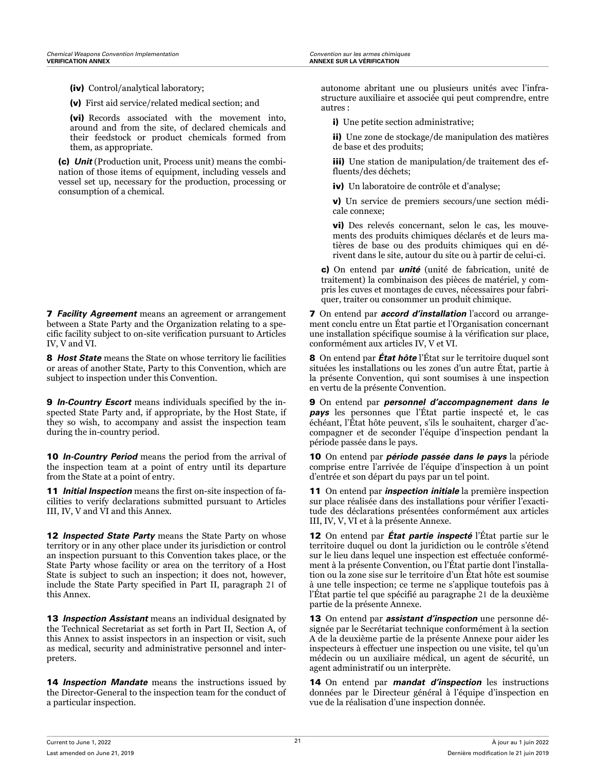**(iv)** Control/analytical laboratory;

**(v)** First aid service/related medical section; and

**(vi)** Records associated with the movement into, around and from the site, of declared chemicals and their feedstock or product chemicals formed from them, as appropriate.

**(c)** ***Unit*** (Production unit, Process unit) means the combination of those items of equipment, including vessels and vessel set up, necessary for the production, processing or consumption of a chemical.

autonome abritant une ou plusieurs unités avec l'infrastructure auxiliaire et associée qui peut comprendre, entre autres :

**i)** Une petite section administrative;

**ii)** Une zone de stockage/de manipulation des matières de base et des produits;

**iii)** Une station de manipulation/de traitement des effluents/des déchets;

**iv)** Un laboratoire de contrôle et d'analyse;

**v)** Un service de premiers secours/une section médicale connexe;

**vi)** Des relevés concernant, selon le cas, les mouvements des produits chimiques déclarés et de leurs matières de base ou des produits chimiques qui en dérivent dans le site, autour du site ou à partir de celui-ci.

**c)** On entend par ***unité*** (unité de fabrication, unité de traitement) la combinaison des pièces de matériel, y compris les cuves et montages de cuves, nécessaires pour fabriquer, traiter ou consommer un produit chimique.

**7** ***Facility Agreement*** means an agreement or arrangement between a State Party and the Organization relating to a specific facility subject to on-site verification pursuant to Articles IV, V and VI.

**7** On entend par ***accord d'installation*** l'accord ou arrangement conclu entre un État partie et l'Organisation concernant une installation spécifique soumise à la vérification sur place, conformément aux articles IV, V et VI.

**8** ***Host State*** means the State on whose territory lie facilities or areas of another State, Party to this Convention, which are subject to inspection under this Convention.

**8** On entend par ***État hôte*** l'État sur le territoire duquel sont situées les installations ou les zones d'un autre État, partie à la présente Convention, qui sont soumises à une inspection en vertu de la présente Convention.

**9** ***In-Country Escort*** means individuals specified by the inspected State Party and, if appropriate, by the Host State, if they so wish, to accompany and assist the inspection team during the in-country period.

**9** On entend par ***personnel d'accompagnement dans le pays*** les personnes que l'État partie inspecté et, le cas échéant, l'État hôte peuvent, s'ils le souhaitent, charger d'accompagner et de seconder l'équipe d'inspection pendant la période passée dans le pays.

**10** ***In-Country Period*** means the period from the arrival of the inspection team at a point of entry until its departure from the State at a point of entry.

**10** On entend par ***période passée dans le pays*** la période comprise entre l'arrivée de l'équipe d'inspection à un point d'entrée et son départ du pays par un tel point.

**11** ***Initial Inspection*** means the first on-site inspection of facilities to verify declarations submitted pursuant to Articles III, IV, V and VI and this Annex.

**11** On entend par ***inspection initiale*** la première inspection sur place réalisée dans des installations pour vérifier l'exactitude des déclarations présentées conformément aux articles III, IV, V, VI et à la présente Annexe.

**12** ***Inspected State Party*** means the State Party on whose territory or in any other place under its jurisdiction or control an inspection pursuant to this Convention takes place, or the State Party whose facility or area on the territory of a Host State is subject to such an inspection; it does not, however, include the State Party specified in Part II, paragraph 21 of this Annex.

**12** On entend par ***État partie inspecté*** l'État partie sur le territoire duquel ou dont la juridiction ou le contrôle s'étend sur le lieu dans lequel une inspection est effectuée conformément à la présente Convention, ou l'État partie dont l'installation ou la zone sise sur le territoire d'un État hôte est soumise à une telle inspection; ce terme ne s'applique toutefois pas à l'État partie tel que spécifié au paragraphe 21 de la deuxième partie de la présente Annexe.

**13** ***Inspection Assistant*** means an individual designated by the Technical Secretariat as set forth in Part II, Section A, of this Annex to assist inspectors in an inspection or visit, such as medical, security and administrative personnel and interpreters.

**13** On entend par ***assistant d'inspection*** une personne désignée par le Secrétariat technique conformément à la section A de la deuxième partie de la présente Annexe pour aider les inspecteurs à effectuer une inspection ou une visite, tel qu'un médecin ou un auxiliaire médical, un agent de sécurité, un agent administratif ou un interprète.

**14** ***Inspection Mandate*** means the instructions issued by the Director-General to the inspection team for the conduct of a particular inspection.

**14** On entend par ***mandat d'inspection*** les instructions données par le Directeur général à l'équipe d'inspection en vue de la réalisation d'une inspection donnée.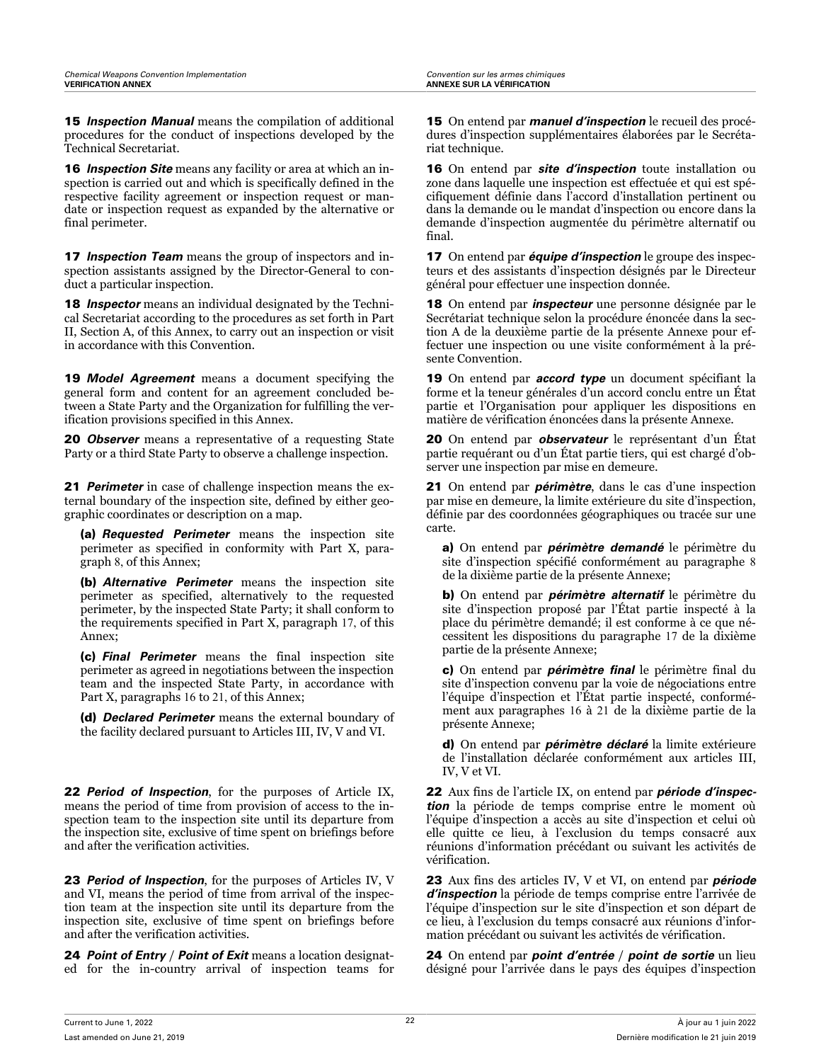**15** ***Inspection Manual*** means the compilation of additional procedures for the conduct of inspections developed by the Technical Secretariat.

**16** ***Inspection Site*** means any facility or area at which an inspection is carried out and which is specifically defined in the respective facility agreement or inspection request or mandate or inspection request as expanded by the alternative or final perimeter.

**17** ***Inspection Team*** means the group of inspectors and inspection assistants assigned by the Director-General to conduct a particular inspection.

**18** ***Inspector*** means an individual designated by the Technical Secretariat according to the procedures as set forth in Part II, Section A, of this Annex, to carry out an inspection or visit in accordance with this Convention.

**19** ***Model Agreement*** means a document specifying the general form and content for an agreement concluded between a State Party and the Organization for fulfilling the verification provisions specified in this Annex.

**20** ***Observer*** means a representative of a requesting State Party or a third State Party to observe a challenge inspection.

**21** ***Perimeter*** in case of challenge inspection means the external boundary of the inspection site, defined by either geographic coordinates or description on a map.

**(a)** ***Requested Perimeter*** means the inspection site perimeter as specified in conformity with Part X, paragraph 8, of this Annex;

**(b)** ***Alternative Perimeter*** means the inspection site perimeter as specified, alternatively to the requested perimeter, by the inspected State Party; it shall conform to the requirements specified in Part X, paragraph 17, of this Annex;

**(c)** ***Final Perimeter*** means the final inspection site perimeter as agreed in negotiations between the inspection team and the inspected State Party, in accordance with Part X, paragraphs 16 to 21, of this Annex;

**(d)** ***Declared Perimeter*** means the external boundary of the facility declared pursuant to Articles III, IV, V and VI.

**22** ***Period of Inspection***, for the purposes of Article IX, means the period of time from provision of access to the inspection team to the inspection site until its departure from the inspection site, exclusive of time spent on briefings before and after the verification activities.

**23** ***Period of Inspection***, for the purposes of Articles IV, V and VI, means the period of time from arrival of the inspection team at the inspection site until its departure from the inspection site, exclusive of time spent on briefings before and after the verification activities.

**24** ***Point of Entry / Point of Exit*** means a location designated for the in-country arrival of inspection teams for

**15** On entend par ***manuel d'inspection*** le recueil des procédures d'inspection supplémentaires élaborées par le Secrétariat technique.

**16** On entend par ***site d'inspection*** toute installation ou zone dans laquelle une inspection est effectuée et qui est spécifiquement définie dans l'accord d'installation pertinent ou dans la demande ou le mandat d'inspection ou encore dans la demande d'inspection augmentée du périmètre alternatif ou final.

**17** On entend par ***équipe d'inspection*** le groupe des inspecteurs et des assistants d'inspection désignés par le Directeur général pour effectuer une inspection donnée.

**18** On entend par ***inspecteur*** une personne désignée par le Secrétariat technique selon la procédure énoncée dans la section A de la deuxième partie de la présente Annexe pour effectuer une inspection ou une visite conformément à la présente Convention.

**19** On entend par ***accord type*** un document spécifiant la forme et la teneur générales d'un accord conclu entre un État partie et l'Organisation pour appliquer les dispositions en matière de vérification énoncées dans la présente Annexe.

**20** On entend par ***observateur*** le représentant d'un État partie requérant ou d'un État partie tiers, qui est chargé d'observer une inspection par mise en demeure.

**21** On entend par ***périmètre***, dans le cas d'une inspection par mise en demeure, la limite extérieure du site d'inspection, définie par des coordonnées géographiques ou tracée sur une carte.

**a)** On entend par ***périmètre demandé*** le périmètre du site d'inspection spécifié conformément au paragraphe 8 de la dixième partie de la présente Annexe;

**b)** On entend par ***périmètre alternatif*** le périmètre du site d'inspection proposé par l'État partie inspecté à la place du périmètre demandé; il est conforme à ce que nécessitent les dispositions du paragraphe 17 de la dixième partie de la présente Annexe;

**c)** On entend par ***périmètre final*** le périmètre final du site d'inspection convenu par la voie de négociations entre l'équipe d'inspection et l'État partie inspecté, conformément aux paragraphes 16 à 21 de la dixième partie de la présente Annexe;

**d)** On entend par ***périmètre déclaré*** la limite extérieure de l'installation déclarée conformément aux articles III, IV, V et VI.

**22** Aux fins de l'article IX, on entend par ***période d'inspection*** la période de temps comprise entre le moment où l'équipe d'inspection a accès au site d'inspection et celui où elle quitte ce lieu, à l'exclusion du temps consacré aux réunions d'information précédant ou suivant les activités de vérification.

**23** Aux fins des articles IV, V et VI, on entend par ***période d'inspection*** la période de temps comprise entre l'arrivée de l'équipe d'inspection sur le site d'inspection et son départ de ce lieu, à l'exclusion du temps consacré aux réunions d'information précédant ou suivant les activités de vérification.

**24** On entend par ***point d'entrée / point de sortie*** un lieu désigné pour l'arrivée dans le pays des équipes d'inspection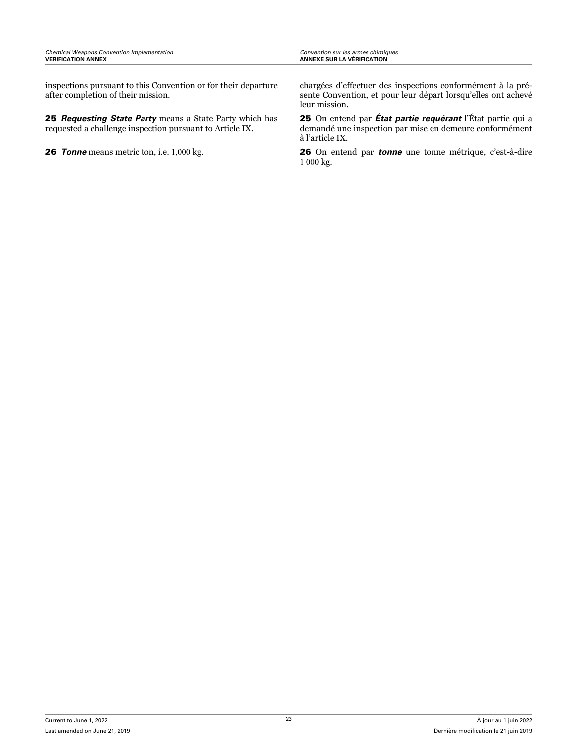inspections pursuant to this Convention or for their departure after completion of their mission.

chargées d'effectuer des inspections conformément à la présente Convention, et pour leur départ lorsqu'elles ont achevé leur mission.

**25** ***Requesting State Party*** means a State Party which has requested a challenge inspection pursuant to Article IX.

**25** On entend par ***État partie requérant*** l'État partie qui a demandé une inspection par mise en demeure conformément à l'article IX.

**26** ***Tonne*** means metric ton, i.e. 1,000 kg.

**26** On entend par ***tonne*** une tonne métrique, c'est-à-dire 1 000 kg.